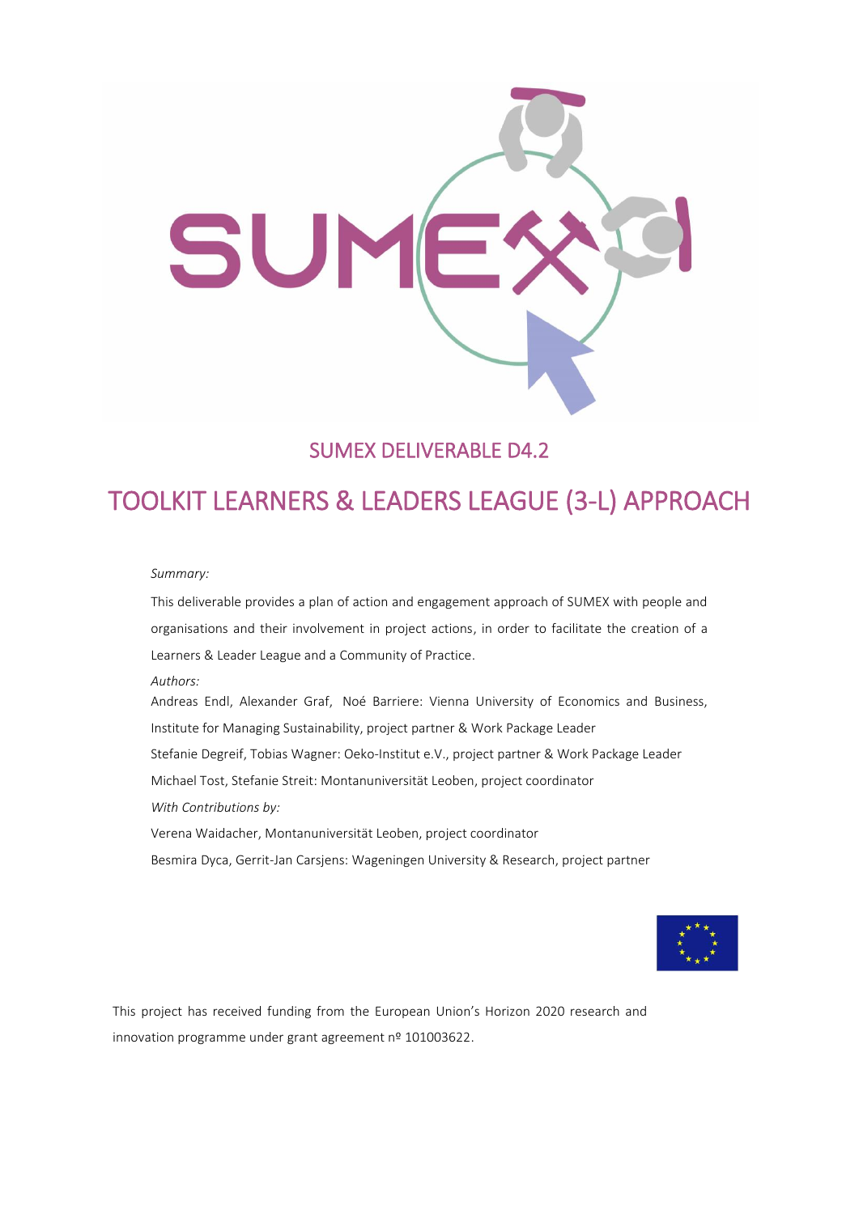# SUMEX DELIVERABLE D4.2

# TOOLKIT LEARNERS & LEADERS LEAGUE (3-L) APPROACH

*Summary:*

This deliverable provides a plan of action and engagement approach of SUMEX with people and organisations and their involvement in project actions, in order to facilitate the creation of a Learners & Leader League and a Community of Practice.

*Authors:*

Andreas Endl, Alexander Graf, Noé Barriere: Vienna University of Economics and Business, Institute for Managing Sustainability, project partner & Work Package Leader

Stefanie Degreif, Tobias Wagner: Oeko-Institut e.V., project partner & Work Package Leader

Michael Tost, Stefanie Streit: Montanuniversität Leoben, project coordinator

*With Contributions by:*

Verena Waidacher, Montanuniversität Leoben, project coordinator

Besmira Dyca, Gerrit-Jan Carsjens: Wageningen University & Research, project partner

This project has received funding from the European Union's Horizon 2020 research and innovation programme under grant agreement nº 101003622.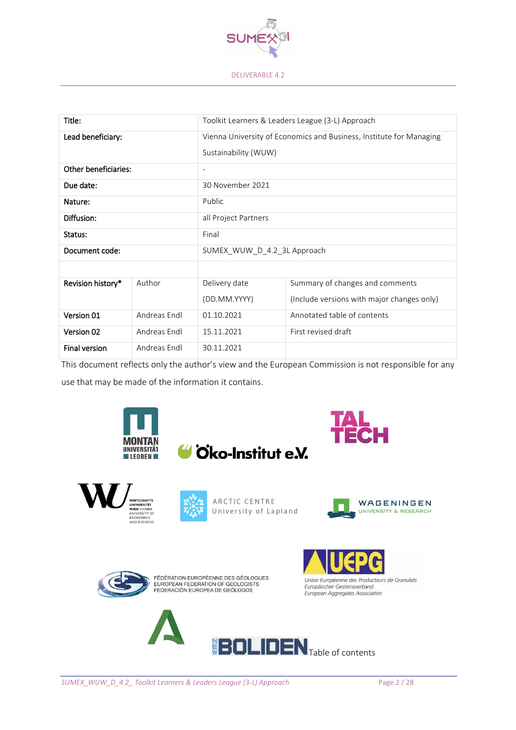| Title: | Toolkit Learners & Leaders League (3-L) Approach | | |
|---|---|---|---|
| Lead beneficiary: | Vienna University of Economics and Business, Institute for Managing Sustainability (WUW) | | |
| Other beneficiaries: | - | | |
| Due date: | 30 November 2021 | | |
| Nature: | Public | | |
| Diffusion: | all Project Partners | | |
| Status: | Final | | |
| Document code: | SUMEX_WUW_D_4.2_3L Approach | | |
| | | | |
| Revision history* | Author | Delivery date (DD.MM.YYYY) | Summary of changes and comments (Include versions with major changes only) |
| Version 01 | Andreas Endl | 01.10.2021 | Annotated table of contents |
| Version 02 | Andreas Endl | 15.11.2021 | First revised draft |
| Final version | Andreas Endl | 30.11.2021 | |

This document reflects only the author's view and the European Commission is not responsible for any use that may be made of the information it contains.

Table of contents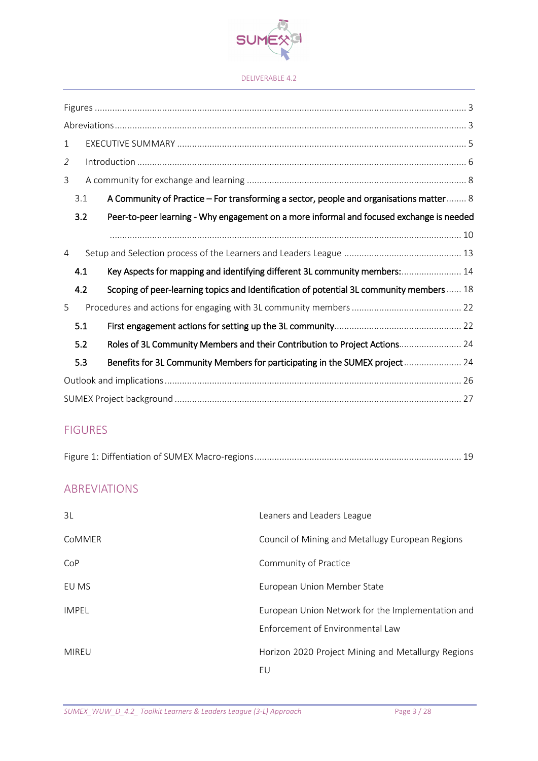Figures ... 3

Abreviations ... 3

1 EXECUTIVE SUMMARY ... 5

2 Introduction ... 6

3 A community for exchange and learning ... 8

3.1 A Community of Practice – For transforming a sector, people and organisations matter ... 8

3.2 Peer-to-peer learning - Why engagement on a more informal and focused exchange is needed ... 10

4 Setup and Selection process of the Learners and Leaders League ... 13

4.1 Key Aspects for mapping and identifying different 3L community members: ... 14

4.2 Scoping of peer-learning topics and Identification of potential 3L community members ... 18

5 Procedures and actions for engaging with 3L community members ... 22

5.1 First engagement actions for setting up the 3L community ... 22

5.2 Roles of 3L Community Members and their Contribution to Project Actions ... 24

5.3 Benefits for 3L Community Members for participating in the SUMEX project ... 24

Outlook and implications ... 26

SUMEX Project background ... 27

## FIGURES

Figure 1: Diffentiation of SUMEX Macro-regions ... 19

## ABREVIATIONS

| | |
|---|---|
| 3L | Leaners and Leaders League |
| CoMMER | Council of Mining and Metallugy European Regions |
| CoP | Community of Practice |
| EU MS | European Union Member State |
| IMPEL | European Union Network for the Implementation and Enforcement of Environmental Law |
| MIREU | Horizon 2020 Project Mining and Metallurgy Regions EU |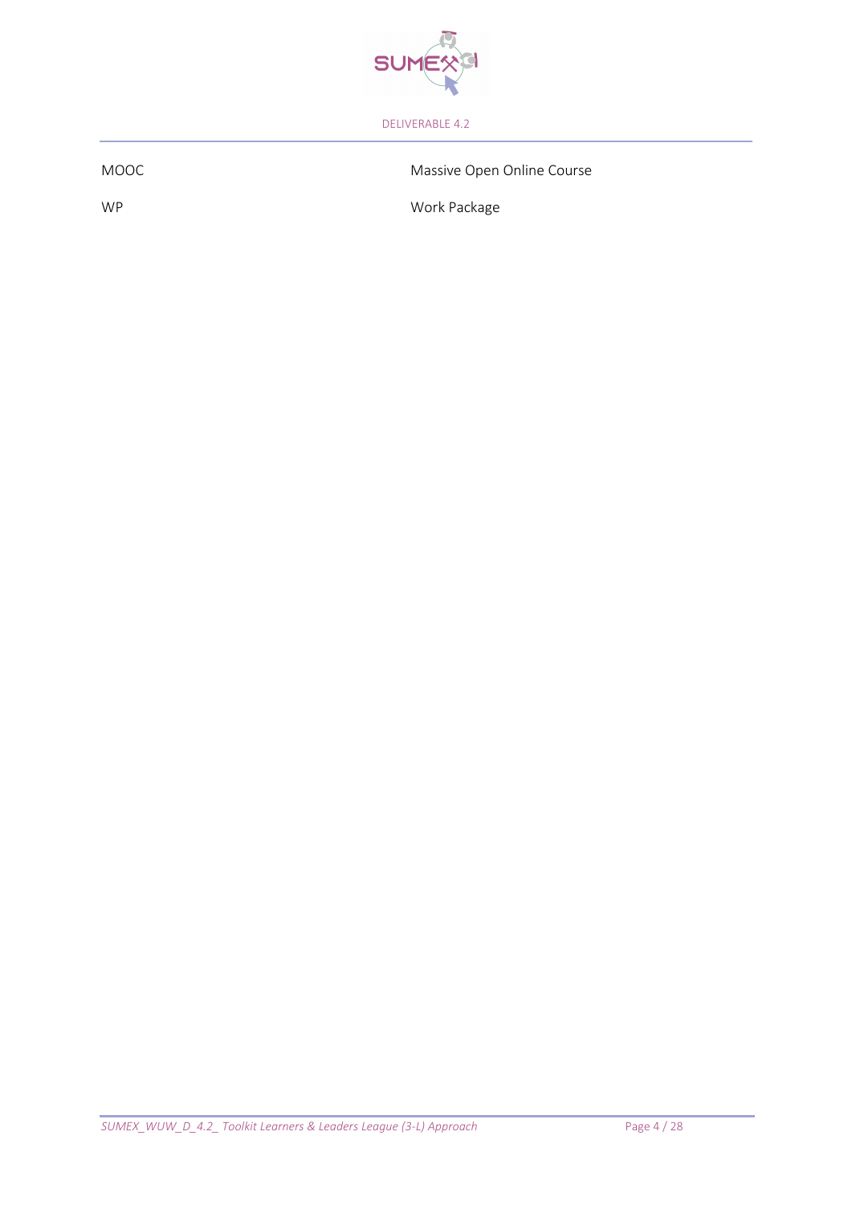| | |
|---|---|
| MOOC | Massive Open Online Course |
| WP | Work Package |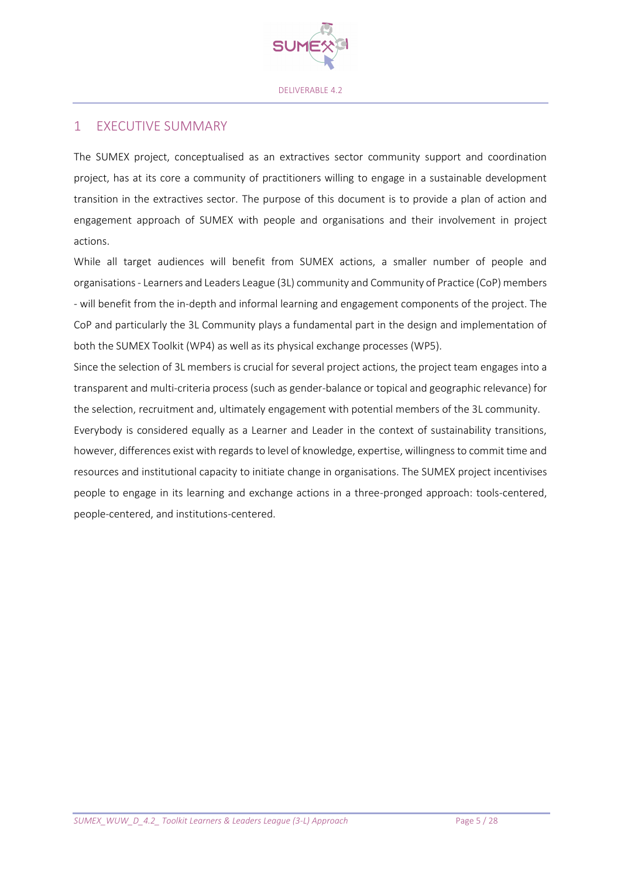# 1 EXECUTIVE SUMMARY

The SUMEX project, conceptualised as an extractives sector community support and coordination project, has at its core a community of practitioners willing to engage in a sustainable development transition in the extractives sector. The purpose of this document is to provide a plan of action and engagement approach of SUMEX with people and organisations and their involvement in project actions.

While all target audiences will benefit from SUMEX actions, a smaller number of people and organisations - Learners and Leaders League (3L) community and Community of Practice (CoP) members - will benefit from the in-depth and informal learning and engagement components of the project. The CoP and particularly the 3L Community plays a fundamental part in the design and implementation of both the SUMEX Toolkit (WP4) as well as its physical exchange processes (WP5).

Since the selection of 3L members is crucial for several project actions, the project team engages into a transparent and multi-criteria process (such as gender-balance or topical and geographic relevance) for the selection, recruitment and, ultimately engagement with potential members of the 3L community.

Everybody is considered equally as a Learner and Leader in the context of sustainability transitions, however, differences exist with regards to level of knowledge, expertise, willingness to commit time and resources and institutional capacity to initiate change in organisations. The SUMEX project incentivises people to engage in its learning and exchange actions in a three-pronged approach: tools-centered, people-centered, and institutions-centered.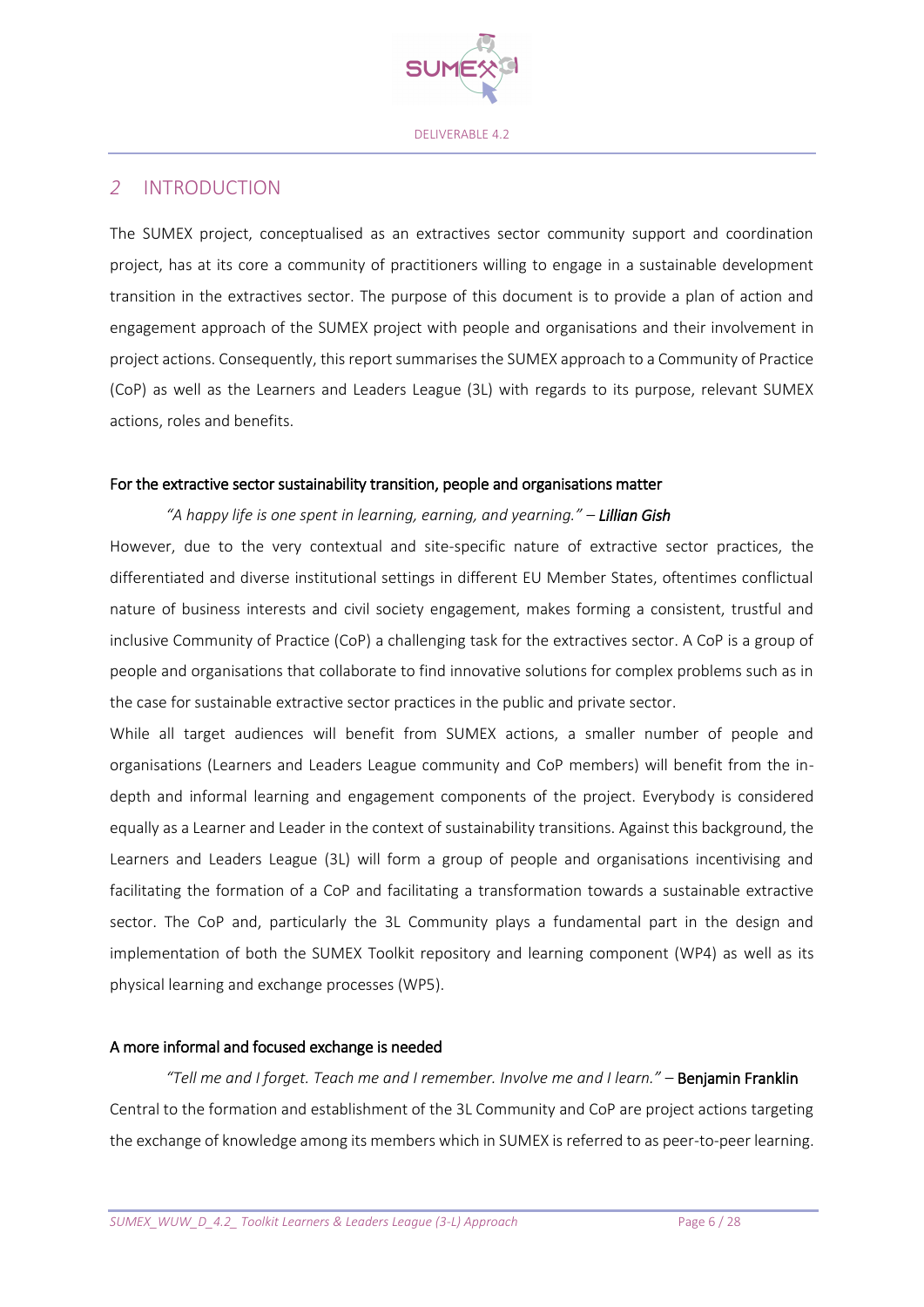## 2 INTRODUCTION

The SUMEX project, conceptualised as an extractives sector community support and coordination project, has at its core a community of practitioners willing to engage in a sustainable development transition in the extractives sector. The purpose of this document is to provide a plan of action and engagement approach of the SUMEX project with people and organisations and their involvement in project actions. Consequently, this report summarises the SUMEX approach to a Community of Practice (CoP) as well as the Learners and Leaders League (3L) with regards to its purpose, relevant SUMEX actions, roles and benefits.

### For the extractive sector sustainability transition, people and organisations matter

*"A happy life is one spent in learning, earning, and yearning."* – ***Lillian Gish***

However, due to the very contextual and site-specific nature of extractive sector practices, the differentiated and diverse institutional settings in different EU Member States, oftentimes conflictual nature of business interests and civil society engagement, makes forming a consistent, trustful and inclusive Community of Practice (CoP) a challenging task for the extractives sector. A CoP is a group of people and organisations that collaborate to find innovative solutions for complex problems such as in the case for sustainable extractive sector practices in the public and private sector.

While all target audiences will benefit from SUMEX actions, a smaller number of people and organisations (Learners and Leaders League community and CoP members) will benefit from the in-depth and informal learning and engagement components of the project. Everybody is considered equally as a Learner and Leader in the context of sustainability transitions. Against this background, the Learners and Leaders League (3L) will form a group of people and organisations incentivising and facilitating the formation of a CoP and facilitating a transformation towards a sustainable extractive sector. The CoP and, particularly the 3L Community plays a fundamental part in the design and implementation of both the SUMEX Toolkit repository and learning component (WP4) as well as its physical learning and exchange processes (WP5).

### A more informal and focused exchange is needed

*"Tell me and I forget. Teach me and I remember. Involve me and I learn."* – **Benjamin Franklin**

Central to the formation and establishment of the 3L Community and CoP are project actions targeting the exchange of knowledge among its members which in SUMEX is referred to as peer-to-peer learning.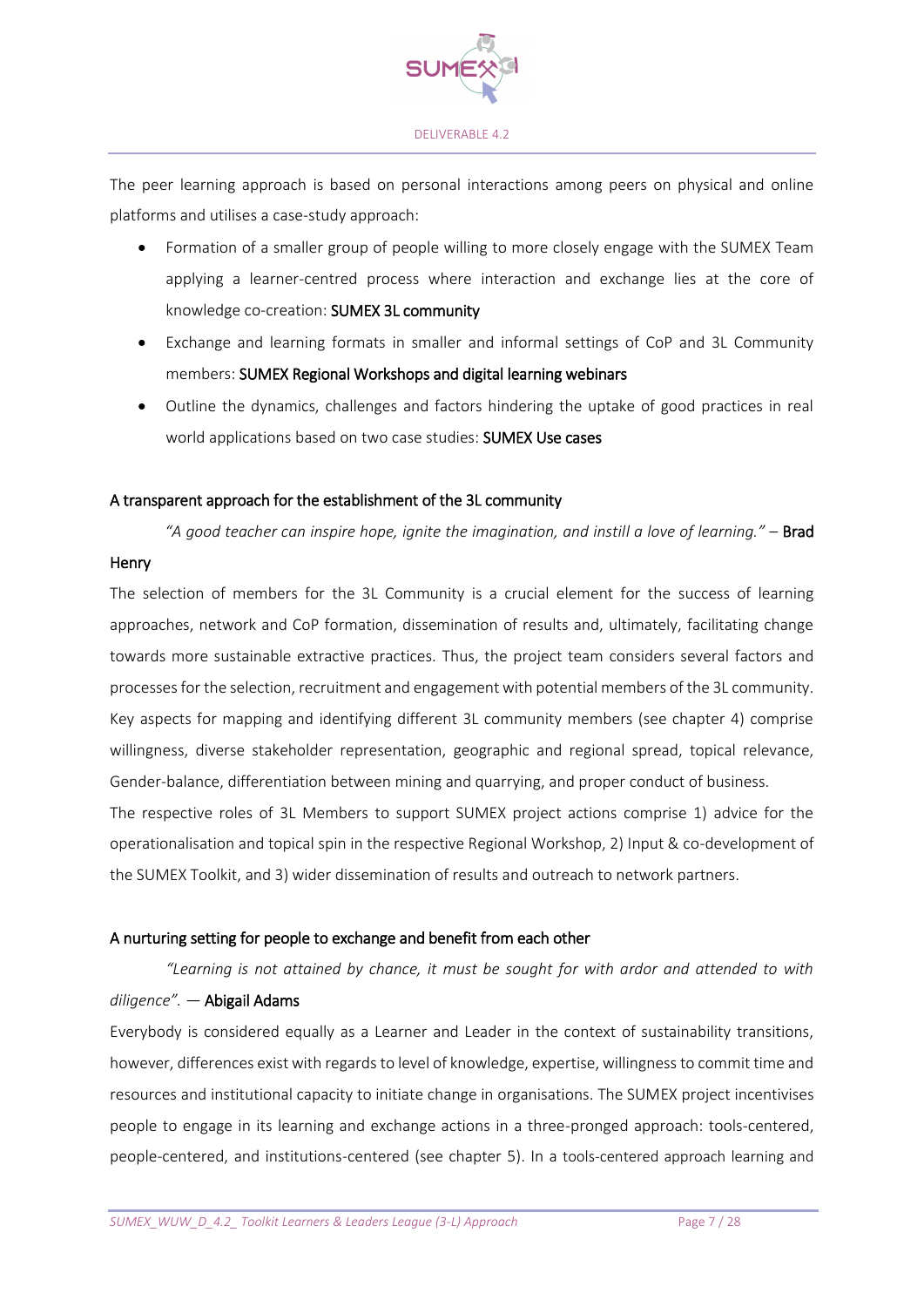The peer learning approach is based on personal interactions among peers on physical and online platforms and utilises a case-study approach:

- Formation of a smaller group of people willing to more closely engage with the SUMEX Team applying a learner-centred process where interaction and exchange lies at the core of knowledge co-creation: **SUMEX 3L community**
- Exchange and learning formats in smaller and informal settings of CoP and 3L Community members: **SUMEX Regional Workshops and digital learning webinars**
- Outline the dynamics, challenges and factors hindering the uptake of good practices in real world applications based on two case studies: **SUMEX Use cases**

## A transparent approach for the establishment of the 3L community

*"A good teacher can inspire hope, ignite the imagination, and instill a love of learning."* – **Brad Henry**

The selection of members for the 3L Community is a crucial element for the success of learning approaches, network and CoP formation, dissemination of results and, ultimately, facilitating change towards more sustainable extractive practices. Thus, the project team considers several factors and processes for the selection, recruitment and engagement with potential members of the 3L community. Key aspects for mapping and identifying different 3L community members (see chapter 4) comprise willingness, diverse stakeholder representation, geographic and regional spread, topical relevance, Gender-balance, differentiation between mining and quarrying, and proper conduct of business.

The respective roles of 3L Members to support SUMEX project actions comprise 1) advice for the operationalisation and topical spin in the respective Regional Workshop, 2) Input & co-development of the SUMEX Toolkit, and 3) wider dissemination of results and outreach to network partners.

## A nurturing setting for people to exchange and benefit from each other

*"Learning is not attained by chance, it must be sought for with ardor and attended to with diligence".* — **Abigail Adams**

Everybody is considered equally as a Learner and Leader in the context of sustainability transitions, however, differences exist with regards to level of knowledge, expertise, willingness to commit time and resources and institutional capacity to initiate change in organisations. The SUMEX project incentivises people to engage in its learning and exchange actions in a three-pronged approach: tools-centered, people-centered, and institutions-centered (see chapter 5). In a tools-centered approach learning and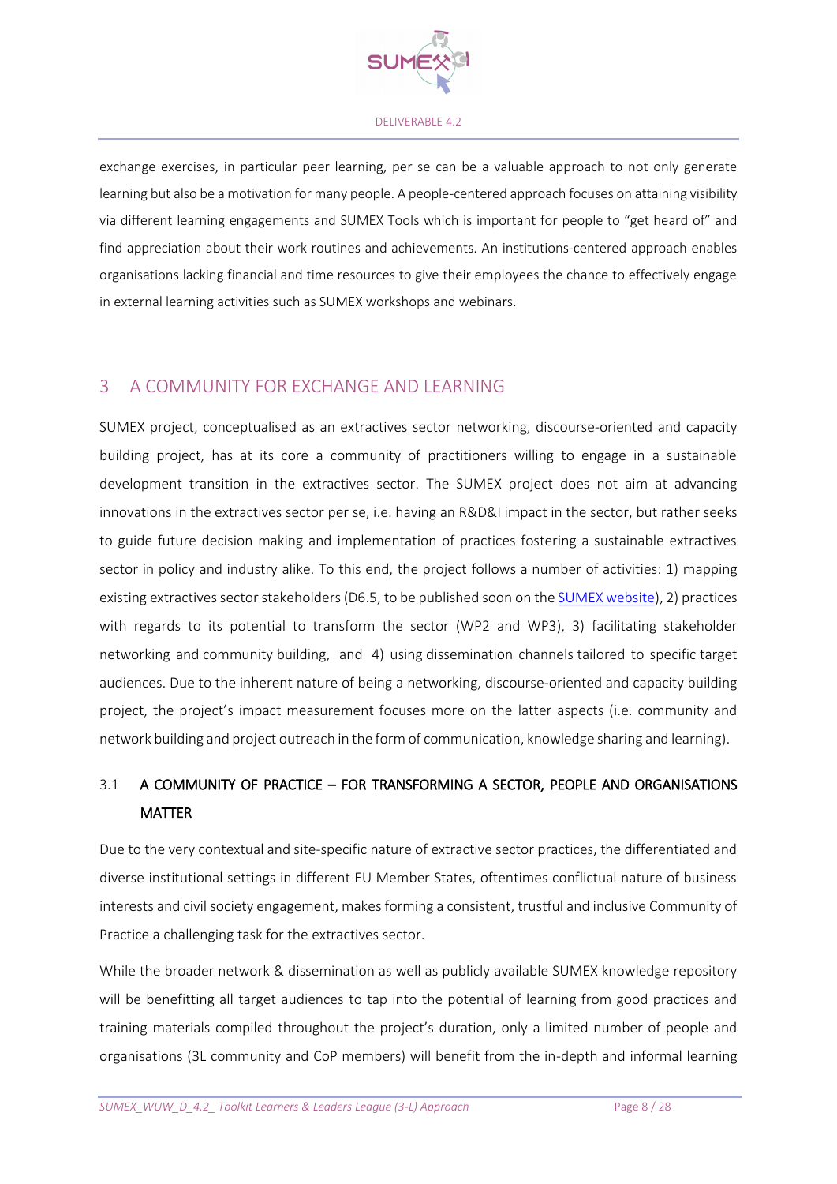exchange exercises, in particular peer learning, per se can be a valuable approach to not only generate learning but also be a motivation for many people. A people-centered approach focuses on attaining visibility via different learning engagements and SUMEX Tools which is important for people to "get heard of" and find appreciation about their work routines and achievements. An institutions-centered approach enables organisations lacking financial and time resources to give their employees the chance to effectively engage in external learning activities such as SUMEX workshops and webinars.

# 3 A COMMUNITY FOR EXCHANGE AND LEARNING

SUMEX project, conceptualised as an extractives sector networking, discourse-oriented and capacity building project, has at its core a community of practitioners willing to engage in a sustainable development transition in the extractives sector. The SUMEX project does not aim at advancing innovations in the extractives sector per se, i.e. having an R&D&I impact in the sector, but rather seeks to guide future decision making and implementation of practices fostering a sustainable extractives sector in policy and industry alike. To this end, the project follows a number of activities: 1) mapping existing extractives sector stakeholders (D6.5, to be published soon on the [SUMEX website](SUMEX website)), 2) practices with regards to its potential to transform the sector (WP2 and WP3), 3) facilitating stakeholder networking and community building, and 4) using dissemination channels tailored to specific target audiences. Due to the inherent nature of being a networking, discourse-oriented and capacity building project, the project's impact measurement focuses more on the latter aspects (i.e. community and network building and project outreach in the form of communication, knowledge sharing and learning).

## 3.1 A COMMUNITY OF PRACTICE – FOR TRANSFORMING A SECTOR, PEOPLE AND ORGANISATIONS MATTER

Due to the very contextual and site-specific nature of extractive sector practices, the differentiated and diverse institutional settings in different EU Member States, oftentimes conflictual nature of business interests and civil society engagement, makes forming a consistent, trustful and inclusive Community of Practice a challenging task for the extractives sector.

While the broader network & dissemination as well as publicly available SUMEX knowledge repository will be benefitting all target audiences to tap into the potential of learning from good practices and training materials compiled throughout the project's duration, only a limited number of people and organisations (3L community and CoP members) will benefit from the in-depth and informal learning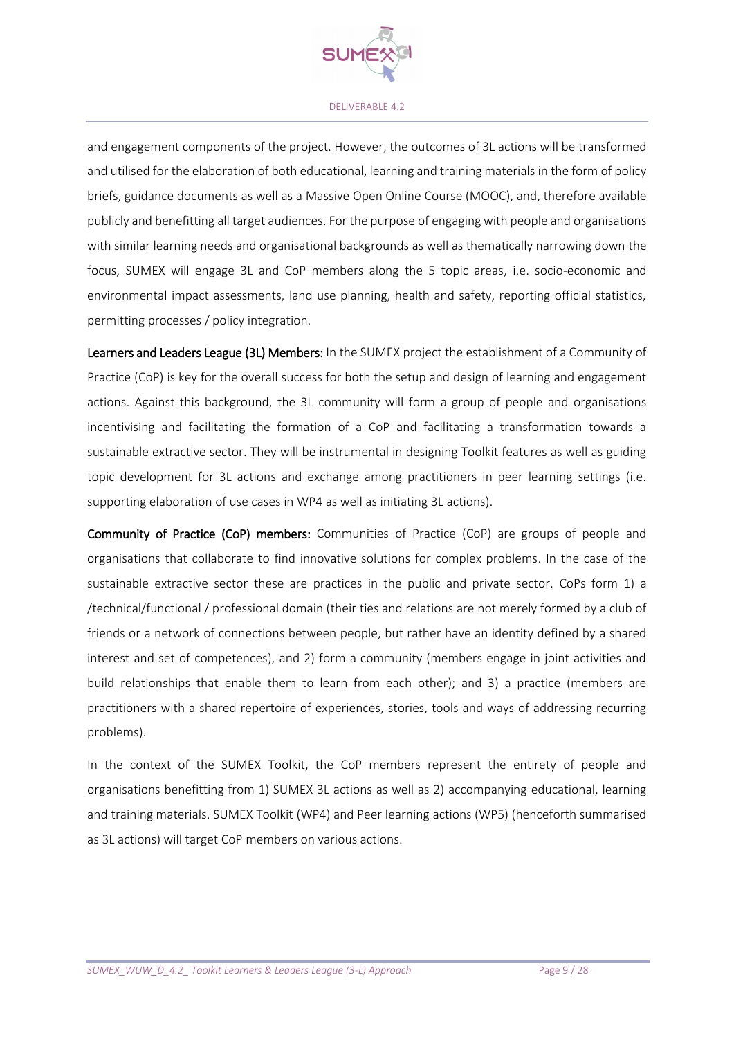and engagement components of the project. However, the outcomes of 3L actions will be transformed and utilised for the elaboration of both educational, learning and training materials in the form of policy briefs, guidance documents as well as a Massive Open Online Course (MOOC), and, therefore available publicly and benefitting all target audiences. For the purpose of engaging with people and organisations with similar learning needs and organisational backgrounds as well as thematically narrowing down the focus, SUMEX will engage 3L and CoP members along the 5 topic areas, i.e. socio-economic and environmental impact assessments, land use planning, health and safety, reporting official statistics, permitting processes / policy integration.

**Learners and Leaders League (3L) Members:** In the SUMEX project the establishment of a Community of Practice (CoP) is key for the overall success for both the setup and design of learning and engagement actions. Against this background, the 3L community will form a group of people and organisations incentivising and facilitating the formation of a CoP and facilitating a transformation towards a sustainable extractive sector. They will be instrumental in designing Toolkit features as well as guiding topic development for 3L actions and exchange among practitioners in peer learning settings (i.e. supporting elaboration of use cases in WP4 as well as initiating 3L actions).

**Community of Practice (CoP) members:** Communities of Practice (CoP) are groups of people and organisations that collaborate to find innovative solutions for complex problems. In the case of the sustainable extractive sector these are practices in the public and private sector. CoPs form 1) a /technical/functional / professional domain (their ties and relations are not merely formed by a club of friends or a network of connections between people, but rather have an identity defined by a shared interest and set of competences), and 2) form a community (members engage in joint activities and build relationships that enable them to learn from each other); and 3) a practice (members are practitioners with a shared repertoire of experiences, stories, tools and ways of addressing recurring problems).

In the context of the SUMEX Toolkit, the CoP members represent the entirety of people and organisations benefitting from 1) SUMEX 3L actions as well as 2) accompanying educational, learning and training materials. SUMEX Toolkit (WP4) and Peer learning actions (WP5) (henceforth summarised as 3L actions) will target CoP members on various actions.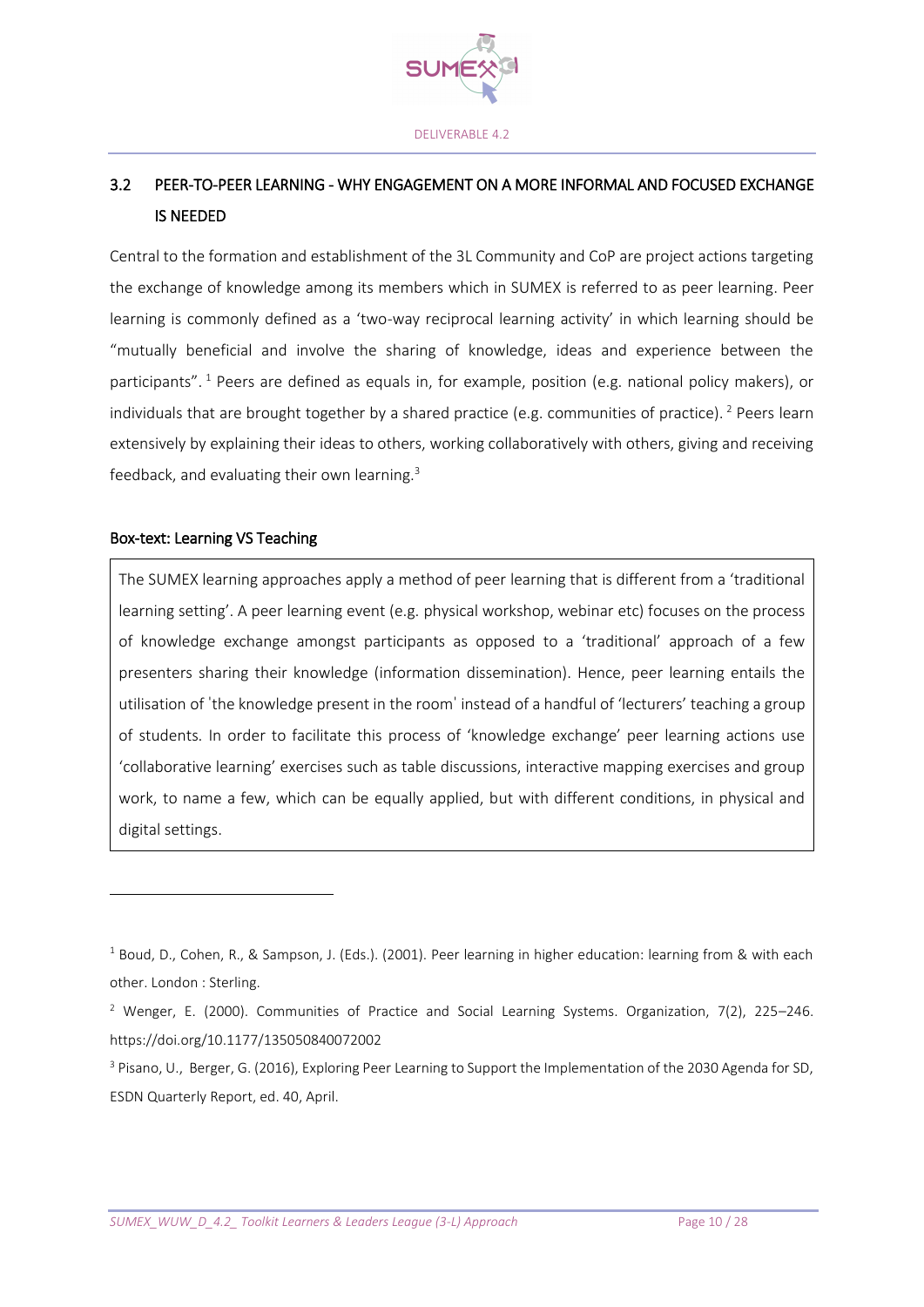## 3.2 PEER-TO-PEER LEARNING - WHY ENGAGEMENT ON A MORE INFORMAL AND FOCUSED EXCHANGE IS NEEDED

Central to the formation and establishment of the 3L Community and CoP are project actions targeting the exchange of knowledge among its members which in SUMEX is referred to as peer learning. Peer learning is commonly defined as a 'two-way reciprocal learning activity' in which learning should be "mutually beneficial and involve the sharing of knowledge, ideas and experience between the participants". [1] Peers are defined as equals in, for example, position (e.g. national policy makers), or individuals that are brought together by a shared practice (e.g. communities of practice). [2] Peers learn extensively by explaining their ideas to others, working collaboratively with others, giving and receiving feedback, and evaluating their own learning.[3]

**Box-text: Learning VS Teaching**

> The SUMEX learning approaches apply a method of peer learning that is different from a 'traditional learning setting'. A peer learning event (e.g. physical workshop, webinar etc) focuses on the process of knowledge exchange amongst participants as opposed to a 'traditional' approach of a few presenters sharing their knowledge (information dissemination). Hence, peer learning entails the utilisation of 'the knowledge present in the room' instead of a handful of 'lecturers' teaching a group of students. In order to facilitate this process of 'knowledge exchange' peer learning actions use 'collaborative learning' exercises such as table discussions, interactive mapping exercises and group work, to name a few, which can be equally applied, but with different conditions, in physical and digital settings.

---

[1] Boud, D., Cohen, R., & Sampson, J. (Eds.). (2001). Peer learning in higher education: learning from & with each other. London : Sterling.

[2] Wenger, E. (2000). Communities of Practice and Social Learning Systems. Organization, 7(2), 225–246. https://doi.org/10.1177/135050840072002

[3] Pisano, U., Berger, G. (2016), Exploring Peer Learning to Support the Implementation of the 2030 Agenda for SD, ESDN Quarterly Report, ed. 40, April.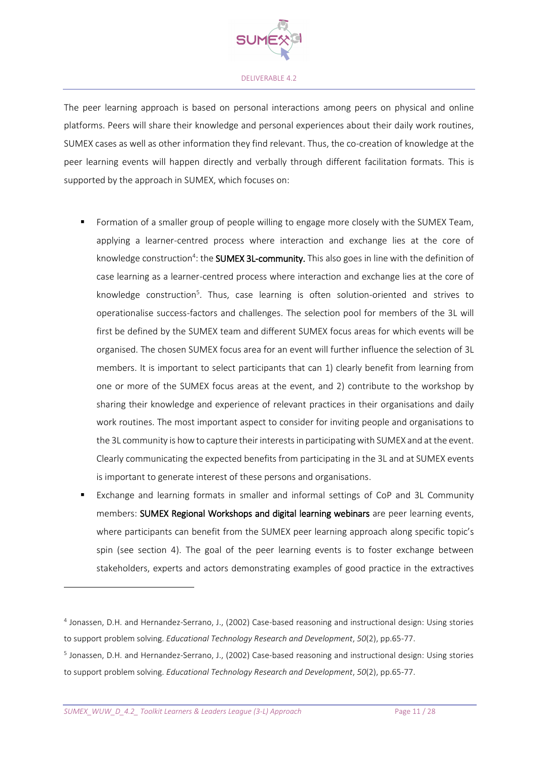The peer learning approach is based on personal interactions among peers on physical and online platforms. Peers will share their knowledge and personal experiences about their daily work routines, SUMEX cases as well as other information they find relevant. Thus, the co-creation of knowledge at the peer learning events will happen directly and verbally through different facilitation formats. This is supported by the approach in SUMEX, which focuses on:

- Formation of a smaller group of people willing to engage more closely with the SUMEX Team, applying a learner-centred process where interaction and exchange lies at the core of knowledge construction[4]: the **SUMEX 3L-community.** This also goes in line with the definition of case learning as a learner-centred process where interaction and exchange lies at the core of knowledge construction[5]. Thus, case learning is often solution-oriented and strives to operationalise success-factors and challenges. The selection pool for members of the 3L will first be defined by the SUMEX team and different SUMEX focus areas for which events will be organised. The chosen SUMEX focus area for an event will further influence the selection of 3L members. It is important to select participants that can 1) clearly benefit from learning from one or more of the SUMEX focus areas at the event, and 2) contribute to the workshop by sharing their knowledge and experience of relevant practices in their organisations and daily work routines. The most important aspect to consider for inviting people and organisations to the 3L community is how to capture their interests in participating with SUMEX and at the event. Clearly communicating the expected benefits from participating in the 3L and at SUMEX events is important to generate interest of these persons and organisations.
- Exchange and learning formats in smaller and informal settings of CoP and 3L Community members: **SUMEX Regional Workshops and digital learning webinars** are peer learning events, where participants can benefit from the SUMEX peer learning approach along specific topic's spin (see section 4). The goal of the peer learning events is to foster exchange between stakeholders, experts and actors demonstrating examples of good practice in the extractives

[4] Jonassen, D.H. and Hernandez-Serrano, J., (2002) Case-based reasoning and instructional design: Using stories to support problem solving. *Educational Technology Research and Development*, *50*(2), pp.65-77.

[5] Jonassen, D.H. and Hernandez-Serrano, J., (2002) Case-based reasoning and instructional design: Using stories to support problem solving. *Educational Technology Research and Development*, *50*(2), pp.65-77.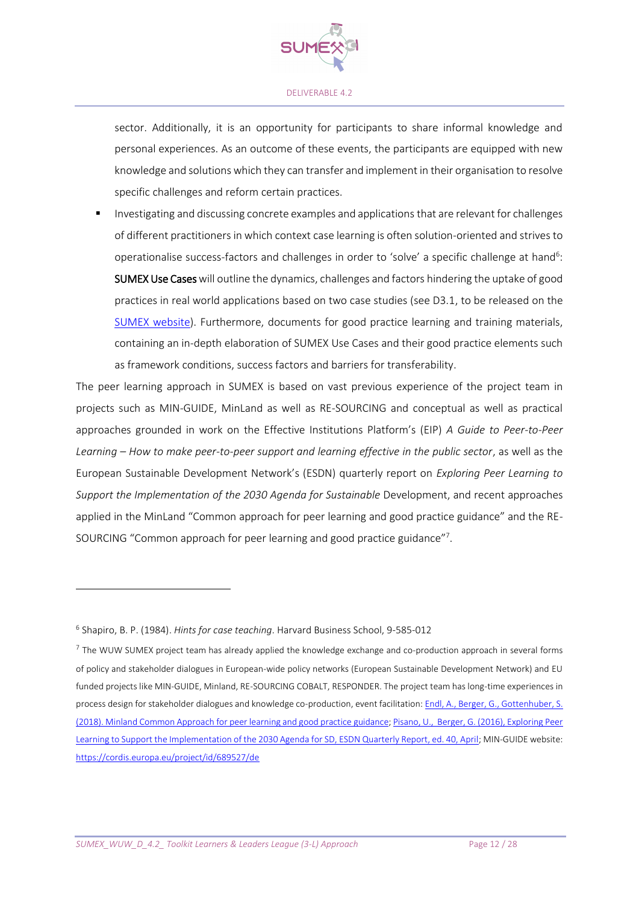sector. Additionally, it is an opportunity for participants to share informal knowledge and personal experiences. As an outcome of these events, the participants are equipped with new knowledge and solutions which they can transfer and implement in their organisation to resolve specific challenges and reform certain practices.

- Investigating and discussing concrete examples and applications that are relevant for challenges of different practitioners in which context case learning is often solution-oriented and strives to operationalise success-factors and challenges in order to 'solve' a specific challenge at hand[6]: **SUMEX Use Cases** will outline the dynamics, challenges and factors hindering the uptake of good practices in real world applications based on two case studies (see D3.1, to be released on the SUMEX website). Furthermore, documents for good practice learning and training materials, containing an in-depth elaboration of SUMEX Use Cases and their good practice elements such as framework conditions, success factors and barriers for transferability.

The peer learning approach in SUMEX is based on vast previous experience of the project team in projects such as MIN-GUIDE, MinLand as well as RE-SOURCING and conceptual as well as practical approaches grounded in work on the Effective Institutions Platform's (EIP) *A Guide to Peer-to-Peer Learning – How to make peer-to-peer support and learning effective in the public sector*, as well as the European Sustainable Development Network's (ESDN) quarterly report on *Exploring Peer Learning to Support the Implementation of the 2030 Agenda for Sustainable* Development, and recent approaches applied in the MinLand "Common approach for peer learning and good practice guidance" and the RE-SOURCING "Common approach for peer learning and good practice guidance"[7].

---

[6] Shapiro, B. P. (1984). *Hints for case teaching*. Harvard Business School, 9-585-012

[7] The WUW SUMEX project team has already applied the knowledge exchange and co-production approach in several forms of policy and stakeholder dialogues in European-wide policy networks (European Sustainable Development Network) and EU funded projects like MIN-GUIDE, Minland, RE-SOURCING COBALT, RESPONDER. The project team has long-time experiences in process design for stakeholder dialogues and knowledge co-production, event facilitation: Endl, A., Berger, G., Gottenhuber, S. (2018). Minland Common Approach for peer learning and good practice guidance; Pisano, U., Berger, G. (2016), Exploring Peer Learning to Support the Implementation of the 2030 Agenda for SD, ESDN Quarterly Report, ed. 40, April; MIN-GUIDE website: https://cordis.europa.eu/project/id/689527/de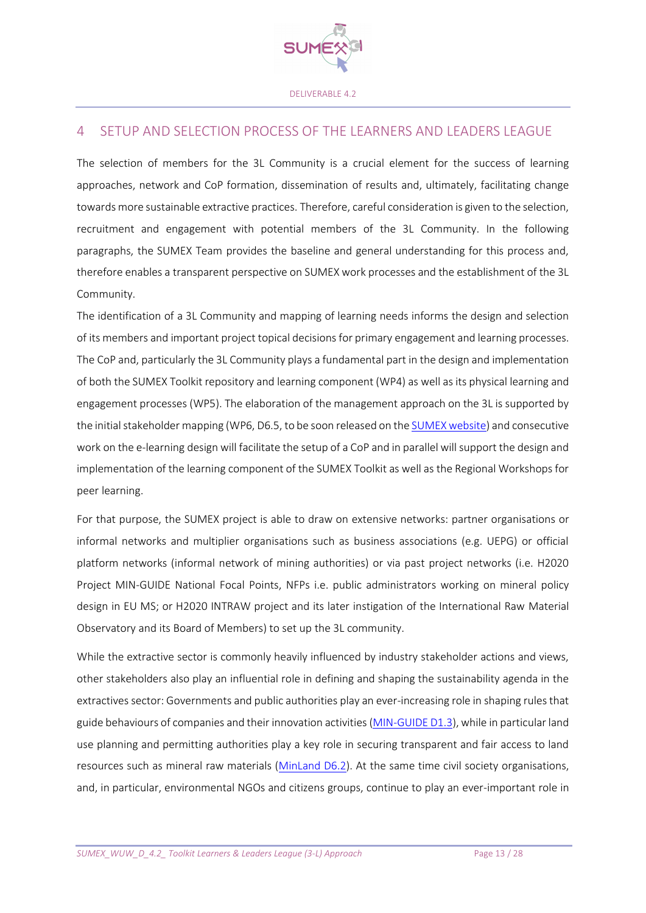# 4 SETUP AND SELECTION PROCESS OF THE LEARNERS AND LEADERS LEAGUE

The selection of members for the 3L Community is a crucial element for the success of learning approaches, network and CoP formation, dissemination of results and, ultimately, facilitating change towards more sustainable extractive practices. Therefore, careful consideration is given to the selection, recruitment and engagement with potential members of the 3L Community. In the following paragraphs, the SUMEX Team provides the baseline and general understanding for this process and, therefore enables a transparent perspective on SUMEX work processes and the establishment of the 3L Community.

The identification of a 3L Community and mapping of learning needs informs the design and selection of its members and important project topical decisions for primary engagement and learning processes. The CoP and, particularly the 3L Community plays a fundamental part in the design and implementation of both the SUMEX Toolkit repository and learning component (WP4) as well as its physical learning and engagement processes (WP5). The elaboration of the management approach on the 3L is supported by the initial stakeholder mapping (WP6, D6.5, to be soon released on the [SUMEX website]) and consecutive work on the e-learning design will facilitate the setup of a CoP and in parallel will support the design and implementation of the learning component of the SUMEX Toolkit as well as the Regional Workshops for peer learning.

For that purpose, the SUMEX project is able to draw on extensive networks: partner organisations or informal networks and multiplier organisations such as business associations (e.g. UEPG) or official platform networks (informal network of mining authorities) or via past project networks (i.e. H2020 Project MIN-GUIDE National Focal Points, NFPs i.e. public administrators working on mineral policy design in EU MS; or H2020 INTRAW project and its later instigation of the International Raw Material Observatory and its Board of Members) to set up the 3L community.

While the extractive sector is commonly heavily influenced by industry stakeholder actions and views, other stakeholders also play an influential role in defining and shaping the sustainability agenda in the extractives sector: Governments and public authorities play an ever-increasing role in shaping rules that guide behaviours of companies and their innovation activities ([MIN-GUIDE D1.3]), while in particular land use planning and permitting authorities play a key role in securing transparent and fair access to land resources such as mineral raw materials ([MinLand D6.2]). At the same time civil society organisations, and, in particular, environmental NGOs and citizens groups, continue to play an ever-important role in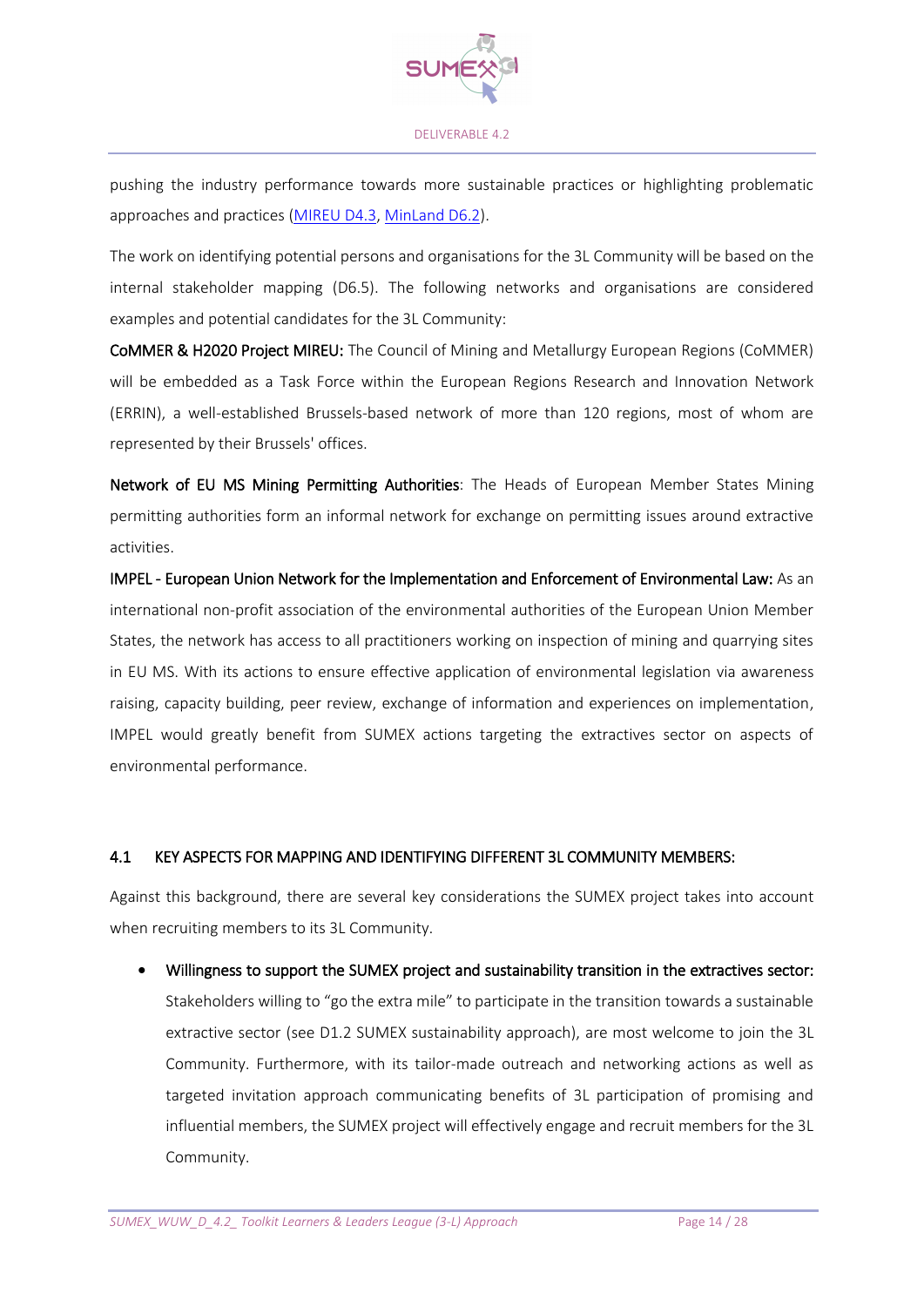pushing the industry performance towards more sustainable practices or highlighting problematic approaches and practices ([MIREU D4.3](#), [MinLand D6.2](#)).

The work on identifying potential persons and organisations for the 3L Community will be based on the internal stakeholder mapping (D6.5). The following networks and organisations are considered examples and potential candidates for the 3L Community:

**CoMMER & H2020 Project MIREU:** The Council of Mining and Metallurgy European Regions (CoMMER) will be embedded as a Task Force within the European Regions Research and Innovation Network (ERRIN), a well-established Brussels-based network of more than 120 regions, most of whom are represented by their Brussels' offices.

**Network of EU MS Mining Permitting Authorities**: The Heads of European Member States Mining permitting authorities form an informal network for exchange on permitting issues around extractive activities.

**IMPEL - European Union Network for the Implementation and Enforcement of Environmental Law:** As an international non-profit association of the environmental authorities of the European Union Member States, the network has access to all practitioners working on inspection of mining and quarrying sites in EU MS. With its actions to ensure effective application of environmental legislation via awareness raising, capacity building, peer review, exchange of information and experiences on implementation, IMPEL would greatly benefit from SUMEX actions targeting the extractives sector on aspects of environmental performance.

## 4.1 KEY ASPECTS FOR MAPPING AND IDENTIFYING DIFFERENT 3L COMMUNITY MEMBERS:

Against this background, there are several key considerations the SUMEX project takes into account when recruiting members to its 3L Community.

- **Willingness to support the SUMEX project and sustainability transition in the extractives sector:** Stakeholders willing to "go the extra mile" to participate in the transition towards a sustainable extractive sector (see D1.2 SUMEX sustainability approach), are most welcome to join the 3L Community. Furthermore, with its tailor-made outreach and networking actions as well as targeted invitation approach communicating benefits of 3L participation of promising and influential members, the SUMEX project will effectively engage and recruit members for the 3L Community.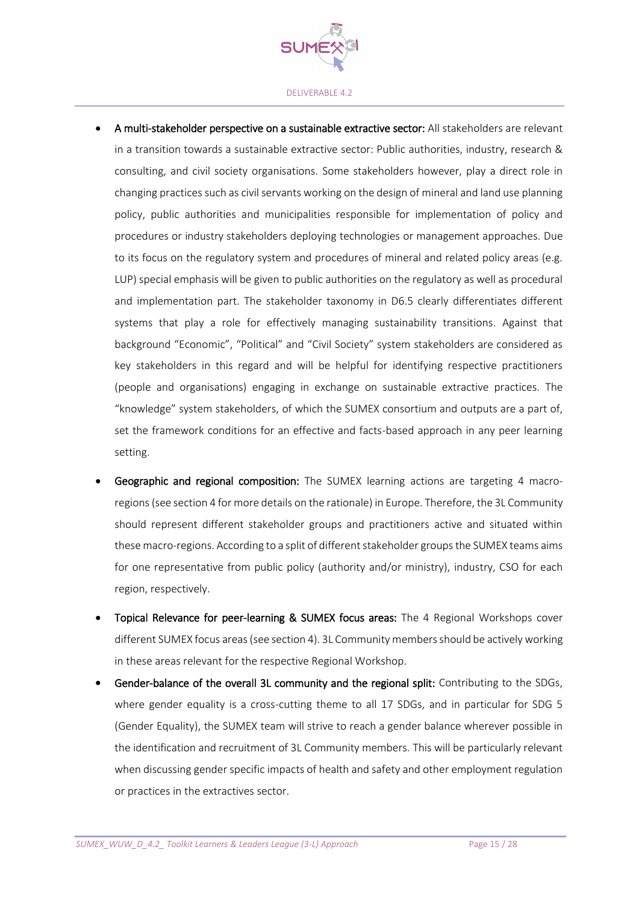- **A multi-stakeholder perspective on a sustainable extractive sector:** All stakeholders are relevant in a transition towards a sustainable extractive sector: Public authorities, industry, research & consulting, and civil society organisations. Some stakeholders however, play a direct role in changing practices such as civil servants working on the design of mineral and land use planning policy, public authorities and municipalities responsible for implementation of policy and procedures or industry stakeholders deploying technologies or management approaches. Due to its focus on the regulatory system and procedures of mineral and related policy areas (e.g. LUP) special emphasis will be given to public authorities on the regulatory as well as procedural and implementation part. The stakeholder taxonomy in D6.5 clearly differentiates different systems that play a role for effectively managing sustainability transitions. Against that background "Economic", "Political" and "Civil Society" system stakeholders are considered as key stakeholders in this regard and will be helpful for identifying respective practitioners (people and organisations) engaging in exchange on sustainable extractive practices. The "knowledge" system stakeholders, of which the SUMEX consortium and outputs are a part of, set the framework conditions for an effective and facts-based approach in any peer learning setting.
- **Geographic and regional composition:** The SUMEX learning actions are targeting 4 macro-regions (see section 4 for more details on the rationale) in Europe. Therefore, the 3L Community should represent different stakeholder groups and practitioners active and situated within these macro-regions. According to a split of different stakeholder groups the SUMEX teams aims for one representative from public policy (authority and/or ministry), industry, CSO for each region, respectively.
- **Topical Relevance for peer-learning & SUMEX focus areas:** The 4 Regional Workshops cover different SUMEX focus areas (see section 4). 3L Community members should be actively working in these areas relevant for the respective Regional Workshop.
- **Gender-balance of the overall 3L community and the regional split:** Contributing to the SDGs, where gender equality is a cross-cutting theme to all 17 SDGs, and in particular for SDG 5 (Gender Equality), the SUMEX team will strive to reach a gender balance wherever possible in the identification and recruitment of 3L Community members. This will be particularly relevant when discussing gender specific impacts of health and safety and other employment regulation or practices in the extractives sector.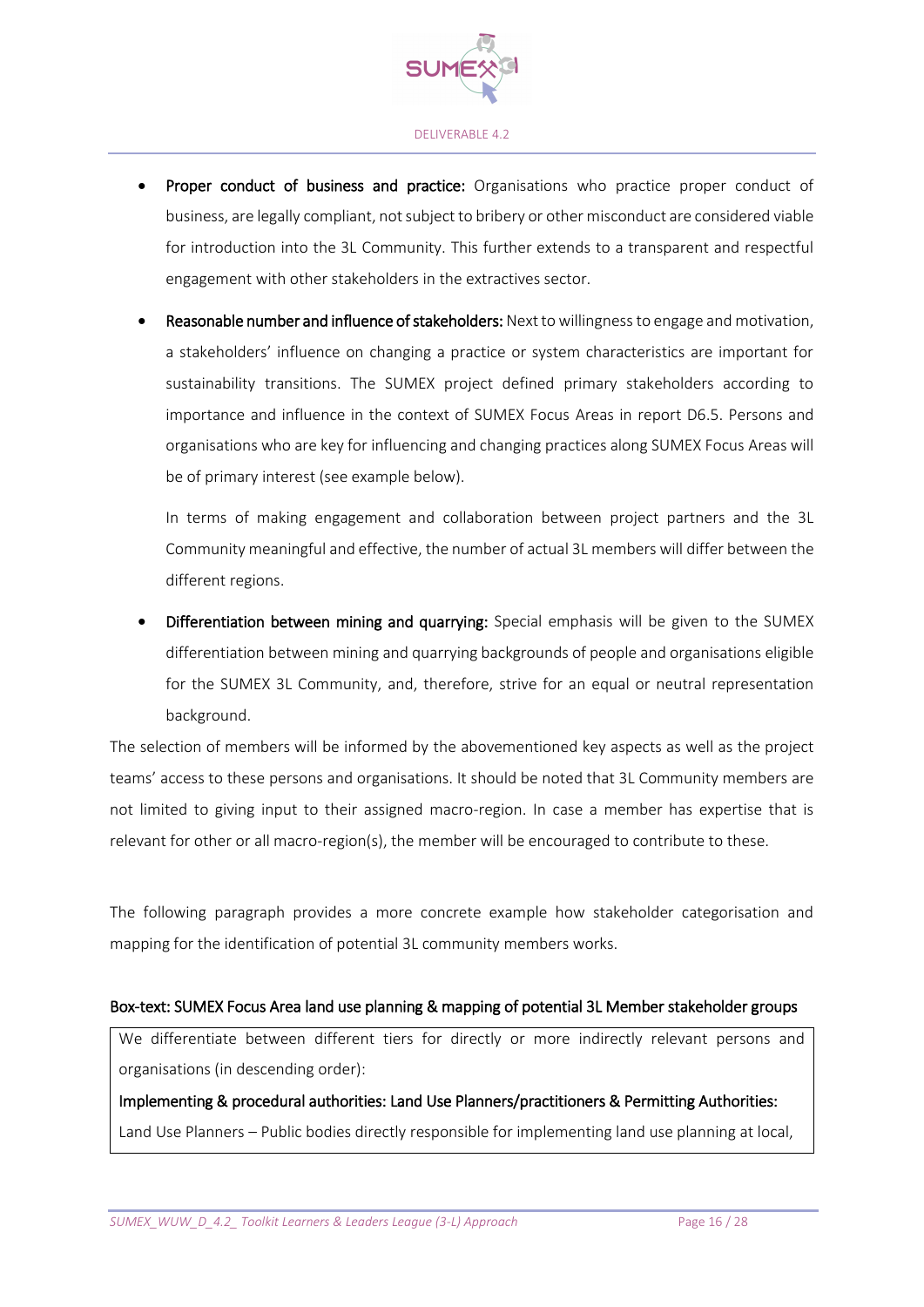- **Proper conduct of business and practice:** Organisations who practice proper conduct of business, are legally compliant, not subject to bribery or other misconduct are considered viable for introduction into the 3L Community. This further extends to a transparent and respectful engagement with other stakeholders in the extractives sector.
- **Reasonable number and influence of stakeholders:** Next to willingness to engage and motivation, a stakeholders' influence on changing a practice or system characteristics are important for sustainability transitions. The SUMEX project defined primary stakeholders according to importance and influence in the context of SUMEX Focus Areas in report D6.5. Persons and organisations who are key for influencing and changing practices along SUMEX Focus Areas will be of primary interest (see example below).

  In terms of making engagement and collaboration between project partners and the 3L Community meaningful and effective, the number of actual 3L members will differ between the different regions.
- **Differentiation between mining and quarrying:** Special emphasis will be given to the SUMEX differentiation between mining and quarrying backgrounds of people and organisations eligible for the SUMEX 3L Community, and, therefore, strive for an equal or neutral representation background.

The selection of members will be informed by the abovementioned key aspects as well as the project teams' access to these persons and organisations. It should be noted that 3L Community members are not limited to giving input to their assigned macro-region. In case a member has expertise that is relevant for other or all macro-region(s), the member will be encouraged to contribute to these.

The following paragraph provides a more concrete example how stakeholder categorisation and mapping for the identification of potential 3L community members works.

**Box-text: SUMEX Focus Area land use planning & mapping of potential 3L Member stakeholder groups**

We differentiate between different tiers for directly or more indirectly relevant persons and organisations (in descending order):

**Implementing & procedural authorities: Land Use Planners/practitioners & Permitting Authorities:**

Land Use Planners – Public bodies directly responsible for implementing land use planning at local,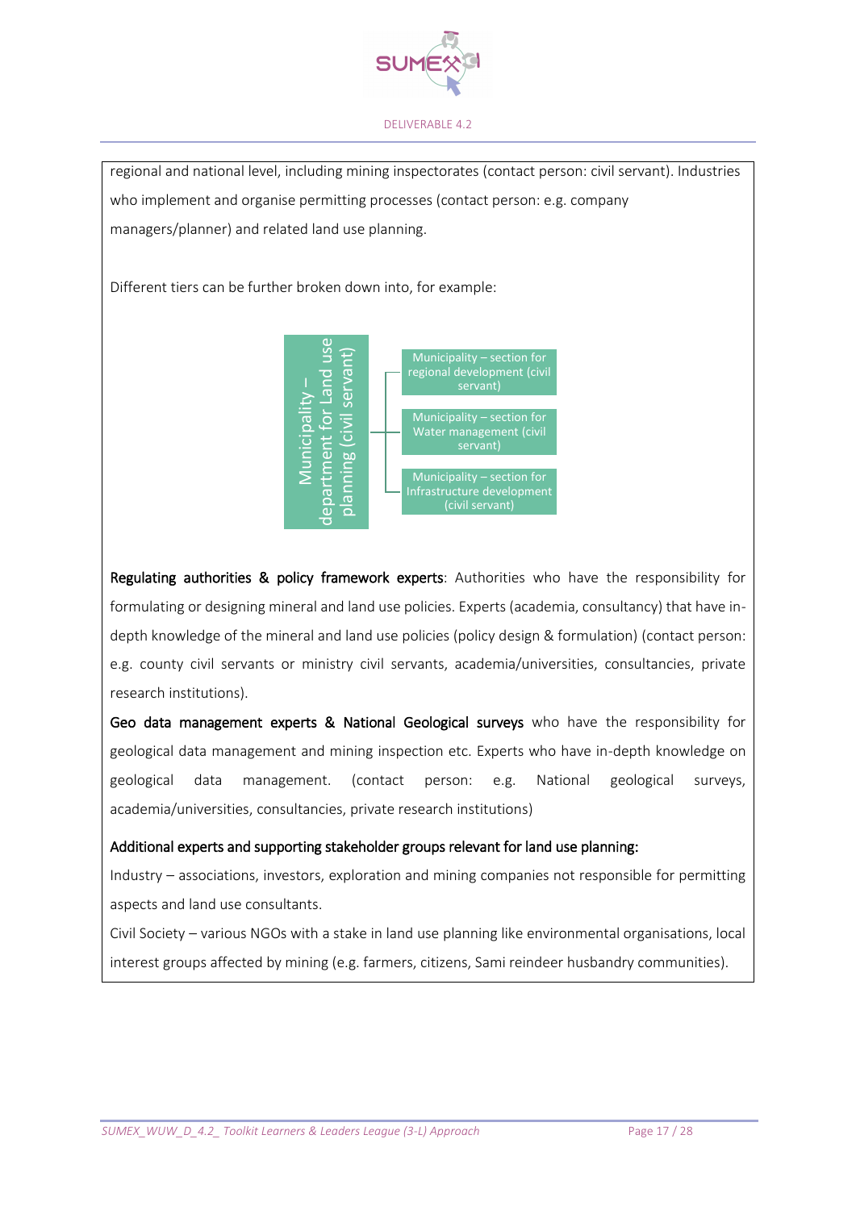regional and national level, including mining inspectorates (contact person: civil servant). Industries who implement and organise permitting processes (contact person: e.g. company managers/planner) and related land use planning.

Different tiers can be further broken down into, for example:

- Municipality – department for Land use planning (civil servant)
  - Municipality – section for regional development (civil servant)
  - Municipality – section for Water management (civil servant)
  - Municipality – section for Infrastructure development (civil servant)

**Regulating authorities & policy framework experts**: Authorities who have the responsibility for formulating or designing mineral and land use policies. Experts (academia, consultancy) that have in-depth knowledge of the mineral and land use policies (policy design & formulation) (contact person: e.g. county civil servants or ministry civil servants, academia/universities, consultancies, private research institutions).

**Geo data management experts & National Geological surveys** who have the responsibility for geological data management and mining inspection etc. Experts who have in-depth knowledge on geological data management. (contact person: e.g. National geological surveys, academia/universities, consultancies, private research institutions)

**Additional experts and supporting stakeholder groups relevant for land use planning:**

Industry – associations, investors, exploration and mining companies not responsible for permitting aspects and land use consultants.

Civil Society – various NGOs with a stake in land use planning like environmental organisations, local interest groups affected by mining (e.g. farmers, citizens, Sami reindeer husbandry communities).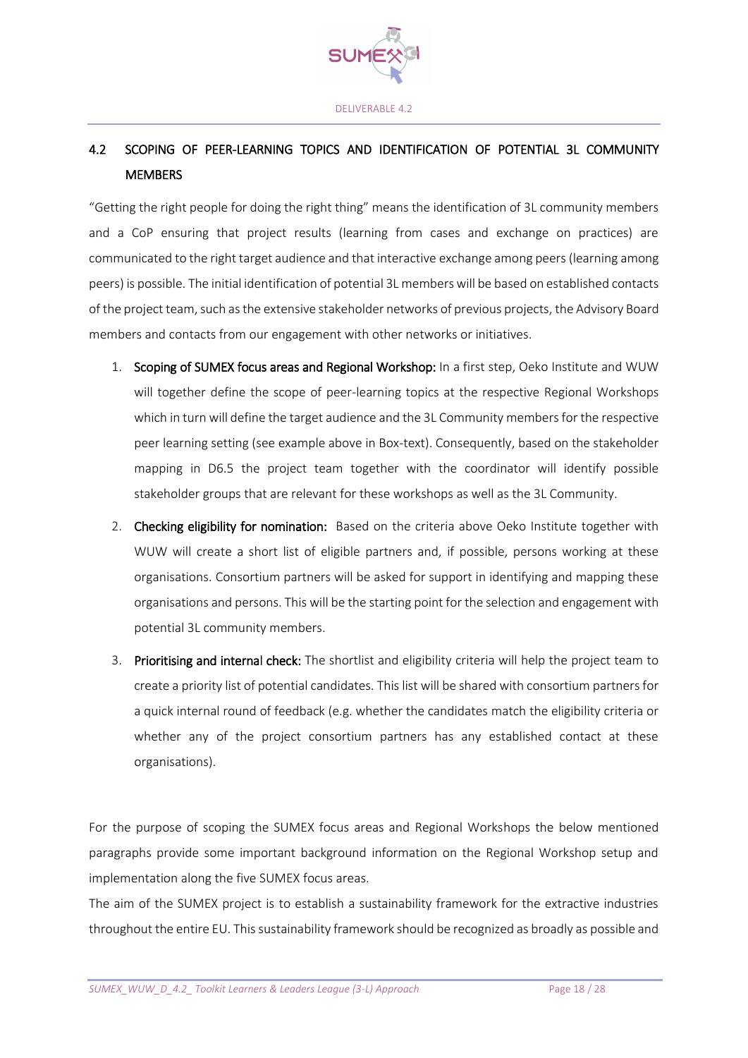## 4.2 SCOPING OF PEER-LEARNING TOPICS AND IDENTIFICATION OF POTENTIAL 3L COMMUNITY MEMBERS

"Getting the right people for doing the right thing" means the identification of 3L community members and a CoP ensuring that project results (learning from cases and exchange on practices) are communicated to the right target audience and that interactive exchange among peers (learning among peers) is possible. The initial identification of potential 3L members will be based on established contacts of the project team, such as the extensive stakeholder networks of previous projects, the Advisory Board members and contacts from our engagement with other networks or initiatives.

1. **Scoping of SUMEX focus areas and Regional Workshop:** In a first step, Oeko Institute and WUW will together define the scope of peer-learning topics at the respective Regional Workshops which in turn will define the target audience and the 3L Community members for the respective peer learning setting (see example above in Box-text). Consequently, based on the stakeholder mapping in D6.5 the project team together with the coordinator will identify possible stakeholder groups that are relevant for these workshops as well as the 3L Community.
2. **Checking eligibility for nomination:** Based on the criteria above Oeko Institute together with WUW will create a short list of eligible partners and, if possible, persons working at these organisations. Consortium partners will be asked for support in identifying and mapping these organisations and persons. This will be the starting point for the selection and engagement with potential 3L community members.
3. **Prioritising and internal check:** The shortlist and eligibility criteria will help the project team to create a priority list of potential candidates. This list will be shared with consortium partners for a quick internal round of feedback (e.g. whether the candidates match the eligibility criteria or whether any of the project consortium partners has any established contact at these organisations).

For the purpose of scoping the SUMEX focus areas and Regional Workshops the below mentioned paragraphs provide some important background information on the Regional Workshop setup and implementation along the five SUMEX focus areas.

The aim of the SUMEX project is to establish a sustainability framework for the extractive industries throughout the entire EU. This sustainability framework should be recognized as broadly as possible and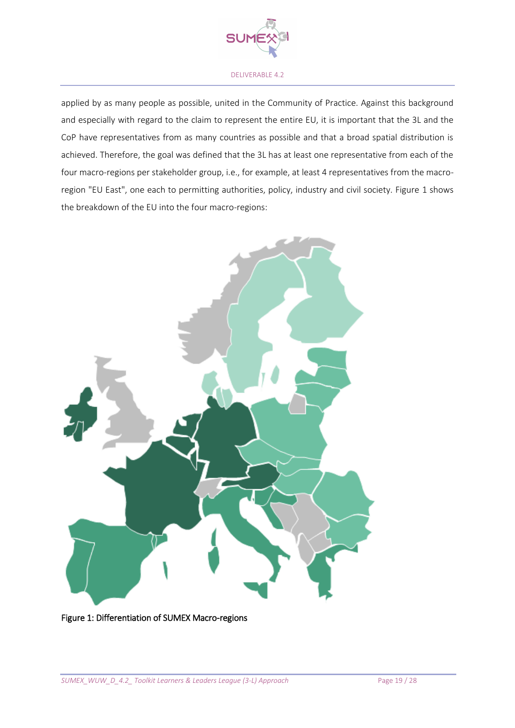applied by as many people as possible, united in the Community of Practice. Against this background and especially with regard to the claim to represent the entire EU, it is important that the 3L and the CoP have representatives from as many countries as possible and that a broad spatial distribution is achieved. Therefore, the goal was defined that the 3L has at least one representative from each of the four macro-regions per stakeholder group, i.e., for example, at least 4 representatives from the macro-region "EU East", one each to permitting authorities, policy, industry and civil society. Figure 1 shows the breakdown of the EU into the four macro-regions:

Figure 1: Differentiation of SUMEX Macro-regions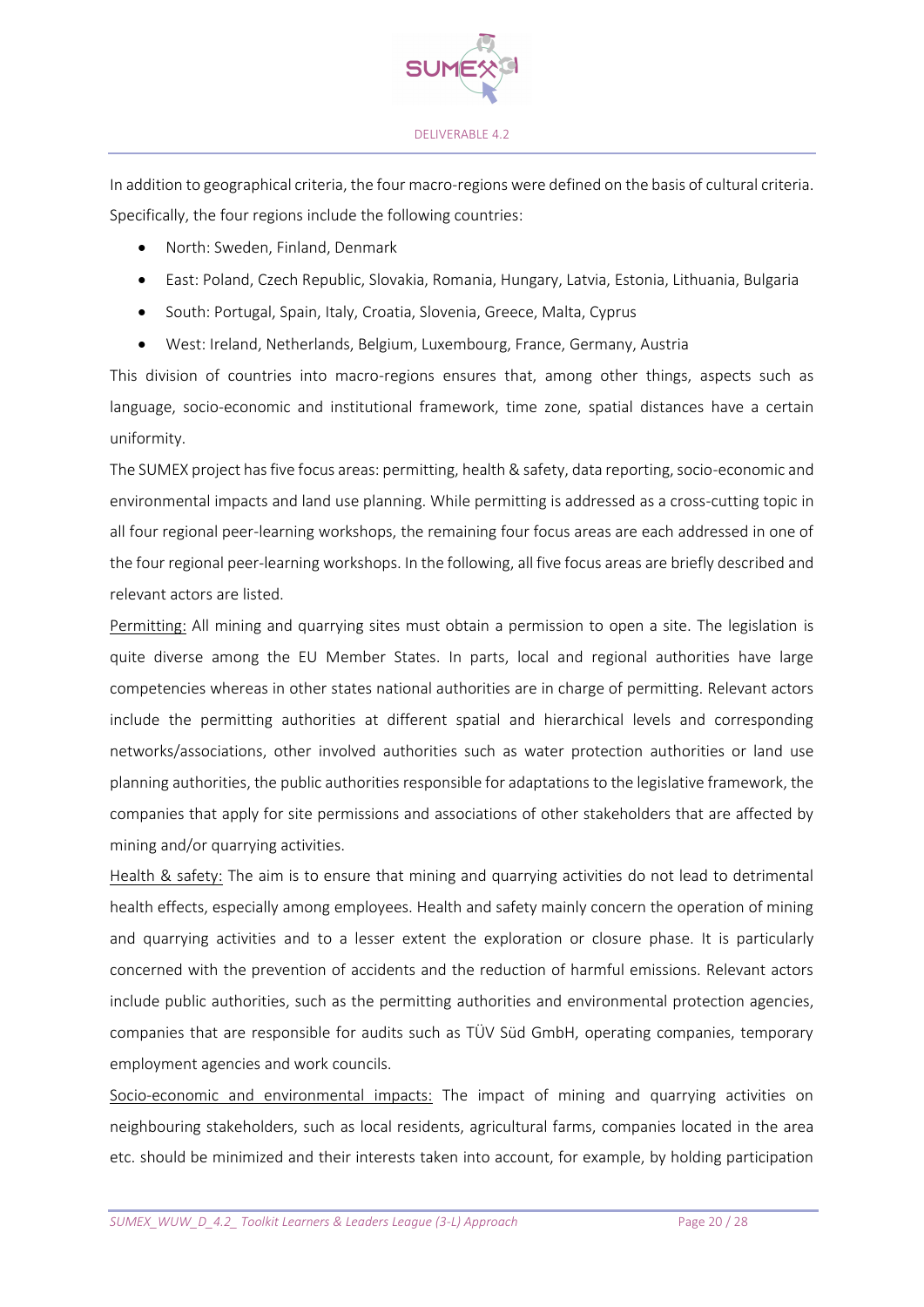In addition to geographical criteria, the four macro-regions were defined on the basis of cultural criteria. Specifically, the four regions include the following countries:

- North: Sweden, Finland, Denmark
- East: Poland, Czech Republic, Slovakia, Romania, Hungary, Latvia, Estonia, Lithuania, Bulgaria
- South: Portugal, Spain, Italy, Croatia, Slovenia, Greece, Malta, Cyprus
- West: Ireland, Netherlands, Belgium, Luxembourg, France, Germany, Austria

This division of countries into macro-regions ensures that, among other things, aspects such as language, socio-economic and institutional framework, time zone, spatial distances have a certain uniformity.

The SUMEX project has five focus areas: permitting, health & safety, data reporting, socio-economic and environmental impacts and land use planning. While permitting is addressed as a cross-cutting topic in all four regional peer-learning workshops, the remaining four focus areas are each addressed in one of the four regional peer-learning workshops. In the following, all five focus areas are briefly described and relevant actors are listed.

<u>Permitting:</u> All mining and quarrying sites must obtain a permission to open a site. The legislation is quite diverse among the EU Member States. In parts, local and regional authorities have large competencies whereas in other states national authorities are in charge of permitting. Relevant actors include the permitting authorities at different spatial and hierarchical levels and corresponding networks/associations, other involved authorities such as water protection authorities or land use planning authorities, the public authorities responsible for adaptations to the legislative framework, the companies that apply for site permissions and associations of other stakeholders that are affected by mining and/or quarrying activities.

<u>Health & safety:</u> The aim is to ensure that mining and quarrying activities do not lead to detrimental health effects, especially among employees. Health and safety mainly concern the operation of mining and quarrying activities and to a lesser extent the exploration or closure phase. It is particularly concerned with the prevention of accidents and the reduction of harmful emissions. Relevant actors include public authorities, such as the permitting authorities and environmental protection agencies, companies that are responsible for audits such as TÜV Süd GmbH, operating companies, temporary employment agencies and work councils.

<u>Socio-economic and environmental impacts:</u> The impact of mining and quarrying activities on neighbouring stakeholders, such as local residents, agricultural farms, companies located in the area etc. should be minimized and their interests taken into account, for example, by holding participation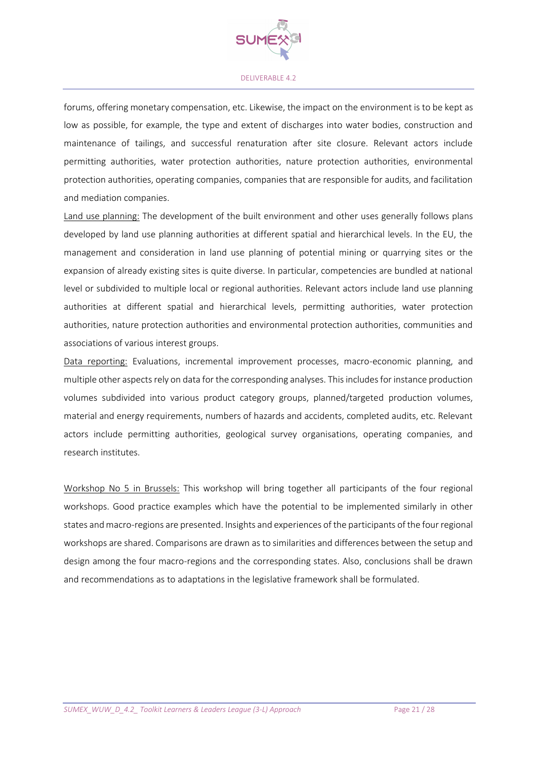forums, offering monetary compensation, etc. Likewise, the impact on the environment is to be kept as low as possible, for example, the type and extent of discharges into water bodies, construction and maintenance of tailings, and successful renaturation after site closure. Relevant actors include permitting authorities, water protection authorities, nature protection authorities, environmental protection authorities, operating companies, companies that are responsible for audits, and facilitation and mediation companies.

<u>Land use planning:</u> The development of the built environment and other uses generally follows plans developed by land use planning authorities at different spatial and hierarchical levels. In the EU, the management and consideration in land use planning of potential mining or quarrying sites or the expansion of already existing sites is quite diverse. In particular, competencies are bundled at national level or subdivided to multiple local or regional authorities. Relevant actors include land use planning authorities at different spatial and hierarchical levels, permitting authorities, water protection authorities, nature protection authorities and environmental protection authorities, communities and associations of various interest groups.

<u>Data reporting:</u> Evaluations, incremental improvement processes, macro-economic planning, and multiple other aspects rely on data for the corresponding analyses. This includes for instance production volumes subdivided into various product category groups, planned/targeted production volumes, material and energy requirements, numbers of hazards and accidents, completed audits, etc. Relevant actors include permitting authorities, geological survey organisations, operating companies, and research institutes.

<u>Workshop No 5 in Brussels:</u> This workshop will bring together all participants of the four regional workshops. Good practice examples which have the potential to be implemented similarly in other states and macro-regions are presented. Insights and experiences of the participants of the four regional workshops are shared. Comparisons are drawn as to similarities and differences between the setup and design among the four macro-regions and the corresponding states. Also, conclusions shall be drawn and recommendations as to adaptations in the legislative framework shall be formulated.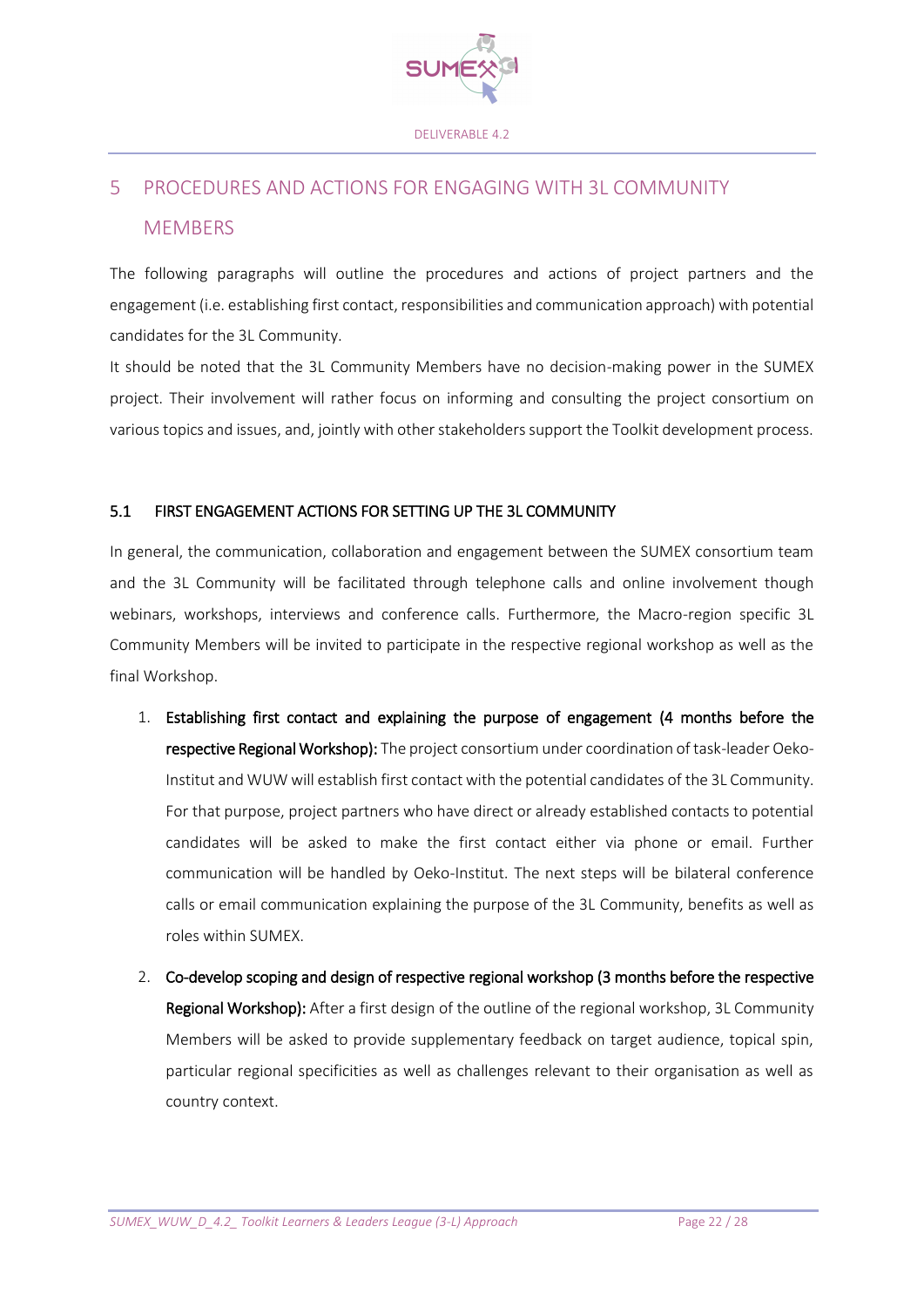# 5 PROCEDURES AND ACTIONS FOR ENGAGING WITH 3L COMMUNITY MEMBERS

The following paragraphs will outline the procedures and actions of project partners and the engagement (i.e. establishing first contact, responsibilities and communication approach) with potential candidates for the 3L Community.

It should be noted that the 3L Community Members have no decision-making power in the SUMEX project. Their involvement will rather focus on informing and consulting the project consortium on various topics and issues, and, jointly with other stakeholders support the Toolkit development process.

## 5.1 FIRST ENGAGEMENT ACTIONS FOR SETTING UP THE 3L COMMUNITY

In general, the communication, collaboration and engagement between the SUMEX consortium team and the 3L Community will be facilitated through telephone calls and online involvement though webinars, workshops, interviews and conference calls. Furthermore, the Macro-region specific 3L Community Members will be invited to participate in the respective regional workshop as well as the final Workshop.

1. **Establishing first contact and explaining the purpose of engagement (4 months before the respective Regional Workshop):** The project consortium under coordination of task-leader Oeko-Institut and WUW will establish first contact with the potential candidates of the 3L Community. For that purpose, project partners who have direct or already established contacts to potential candidates will be asked to make the first contact either via phone or email. Further communication will be handled by Oeko-Institut. The next steps will be bilateral conference calls or email communication explaining the purpose of the 3L Community, benefits as well as roles within SUMEX.
2. **Co-develop scoping and design of respective regional workshop (3 months before the respective Regional Workshop):** After a first design of the outline of the regional workshop, 3L Community Members will be asked to provide supplementary feedback on target audience, topical spin, particular regional specificities as well as challenges relevant to their organisation as well as country context.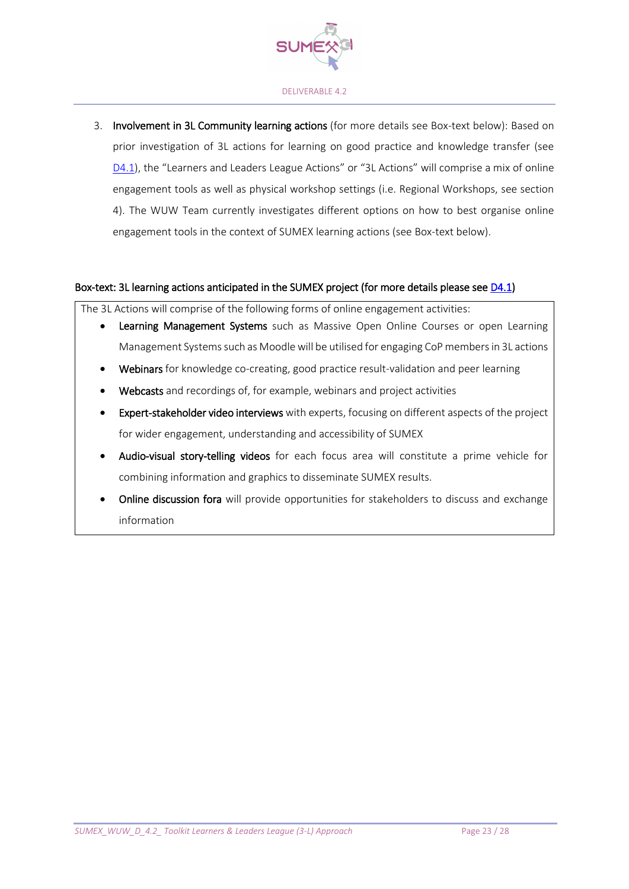3. **Involvement in 3L Community learning actions** (for more details see Box-text below): Based on prior investigation of 3L actions for learning on good practice and knowledge transfer (see [D4.1]), the "Learners and Leaders League Actions" or "3L Actions" will comprise a mix of online engagement tools as well as physical workshop settings (i.e. Regional Workshops, see section 4). The WUW Team currently investigates different options on how to best organise online engagement tools in the context of SUMEX learning actions (see Box-text below).

**Box-text: 3L learning actions anticipated in the SUMEX project (for more details please see [D4.1])**

The 3L Actions will comprise of the following forms of online engagement activities:

- **Learning Management Systems** such as Massive Open Online Courses or open Learning Management Systems such as Moodle will be utilised for engaging CoP members in 3L actions
- **Webinars** for knowledge co-creating, good practice result-validation and peer learning
- **Webcasts** and recordings of, for example, webinars and project activities
- **Expert-stakeholder video interviews** with experts, focusing on different aspects of the project for wider engagement, understanding and accessibility of SUMEX
- **Audio-visual story-telling videos** for each focus area will constitute a prime vehicle for combining information and graphics to disseminate SUMEX results.
- **Online discussion fora** will provide opportunities for stakeholders to discuss and exchange information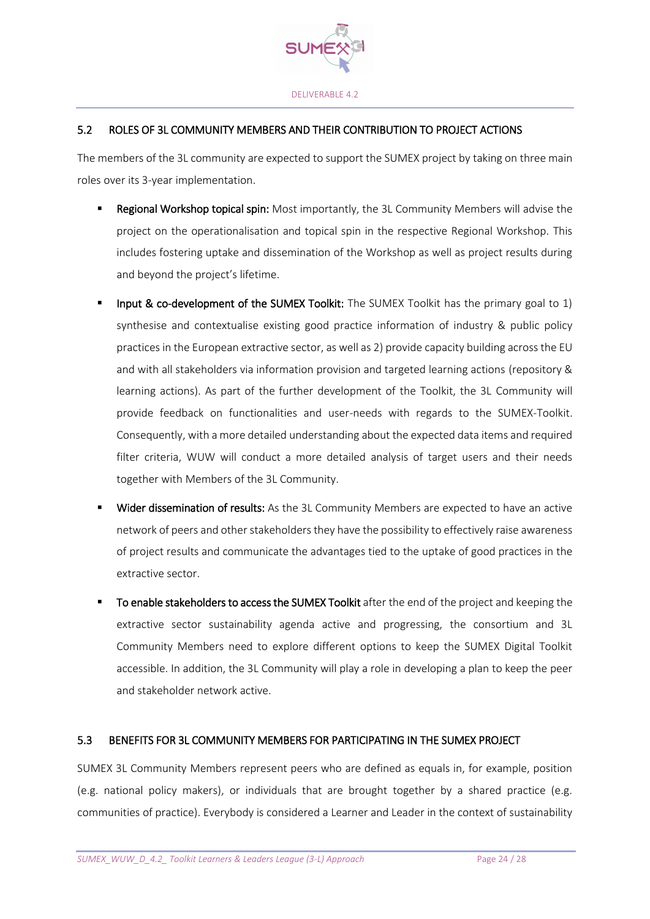## 5.2 ROLES OF 3L COMMUNITY MEMBERS AND THEIR CONTRIBUTION TO PROJECT ACTIONS

The members of the 3L community are expected to support the SUMEX project by taking on three main roles over its 3-year implementation.

- **Regional Workshop topical spin:** Most importantly, the 3L Community Members will advise the project on the operationalisation and topical spin in the respective Regional Workshop. This includes fostering uptake and dissemination of the Workshop as well as project results during and beyond the project's lifetime.
- **Input & co-development of the SUMEX Toolkit:** The SUMEX Toolkit has the primary goal to 1) synthesise and contextualise existing good practice information of industry & public policy practices in the European extractive sector, as well as 2) provide capacity building across the EU and with all stakeholders via information provision and targeted learning actions (repository & learning actions). As part of the further development of the Toolkit, the 3L Community will provide feedback on functionalities and user-needs with regards to the SUMEX-Toolkit. Consequently, with a more detailed understanding about the expected data items and required filter criteria, WUW will conduct a more detailed analysis of target users and their needs together with Members of the 3L Community.
- **Wider dissemination of results:** As the 3L Community Members are expected to have an active network of peers and other stakeholders they have the possibility to effectively raise awareness of project results and communicate the advantages tied to the uptake of good practices in the extractive sector.
- **To enable stakeholders to access the SUMEX Toolkit** after the end of the project and keeping the extractive sector sustainability agenda active and progressing, the consortium and 3L Community Members need to explore different options to keep the SUMEX Digital Toolkit accessible. In addition, the 3L Community will play a role in developing a plan to keep the peer and stakeholder network active.

## 5.3 BENEFITS FOR 3L COMMUNITY MEMBERS FOR PARTICIPATING IN THE SUMEX PROJECT

SUMEX 3L Community Members represent peers who are defined as equals in, for example, position (e.g. national policy makers), or individuals that are brought together by a shared practice (e.g. communities of practice). Everybody is considered a Learner and Leader in the context of sustainability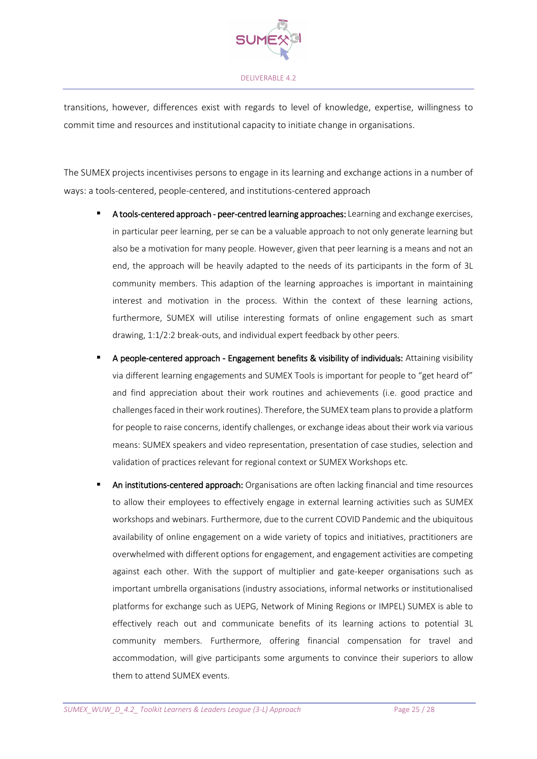transitions, however, differences exist with regards to level of knowledge, expertise, willingness to commit time and resources and institutional capacity to initiate change in organisations.

The SUMEX projects incentivises persons to engage in its learning and exchange actions in a number of ways: a tools-centered, people-centered, and institutions-centered approach

- **A tools-centered approach - peer-centred learning approaches:** Learning and exchange exercises, in particular peer learning, per se can be a valuable approach to not only generate learning but also be a motivation for many people. However, given that peer learning is a means and not an end, the approach will be heavily adapted to the needs of its participants in the form of 3L community members. This adaption of the learning approaches is important in maintaining interest and motivation in the process. Within the context of these learning actions, furthermore, SUMEX will utilise interesting formats of online engagement such as smart drawing, 1:1/2:2 break-outs, and individual expert feedback by other peers.
- **A people-centered approach - Engagement benefits & visibility of individuals:** Attaining visibility via different learning engagements and SUMEX Tools is important for people to "get heard of" and find appreciation about their work routines and achievements (i.e. good practice and challenges faced in their work routines). Therefore, the SUMEX team plans to provide a platform for people to raise concerns, identify challenges, or exchange ideas about their work via various means: SUMEX speakers and video representation, presentation of case studies, selection and validation of practices relevant for regional context or SUMEX Workshops etc.
- **An institutions-centered approach:** Organisations are often lacking financial and time resources to allow their employees to effectively engage in external learning activities such as SUMEX workshops and webinars. Furthermore, due to the current COVID Pandemic and the ubiquitous availability of online engagement on a wide variety of topics and initiatives, practitioners are overwhelmed with different options for engagement, and engagement activities are competing against each other. With the support of multiplier and gate-keeper organisations such as important umbrella organisations (industry associations, informal networks or institutionalised platforms for exchange such as UEPG, Network of Mining Regions or IMPEL) SUMEX is able to effectively reach out and communicate benefits of its learning actions to potential 3L community members. Furthermore, offering financial compensation for travel and accommodation, will give participants some arguments to convince their superiors to allow them to attend SUMEX events.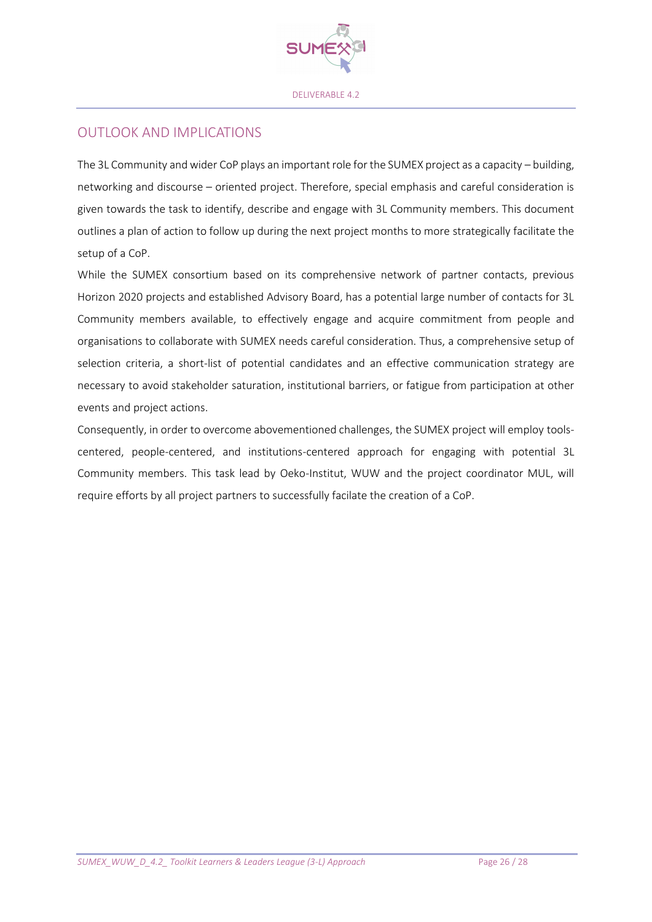## OUTLOOK AND IMPLICATIONS

The 3L Community and wider CoP plays an important role for the SUMEX project as a capacity – building, networking and discourse – oriented project. Therefore, special emphasis and careful consideration is given towards the task to identify, describe and engage with 3L Community members. This document outlines a plan of action to follow up during the next project months to more strategically facilitate the setup of a CoP.

While the SUMEX consortium based on its comprehensive network of partner contacts, previous Horizon 2020 projects and established Advisory Board, has a potential large number of contacts for 3L Community members available, to effectively engage and acquire commitment from people and organisations to collaborate with SUMEX needs careful consideration. Thus, a comprehensive setup of selection criteria, a short-list of potential candidates and an effective communication strategy are necessary to avoid stakeholder saturation, institutional barriers, or fatigue from participation at other events and project actions.

Consequently, in order to overcome abovementioned challenges, the SUMEX project will employ tools-centered, people-centered, and institutions-centered approach for engaging with potential 3L Community members. This task lead by Oeko-Institut, WUW and the project coordinator MUL, will require efforts by all project partners to successfully facilate the creation of a CoP.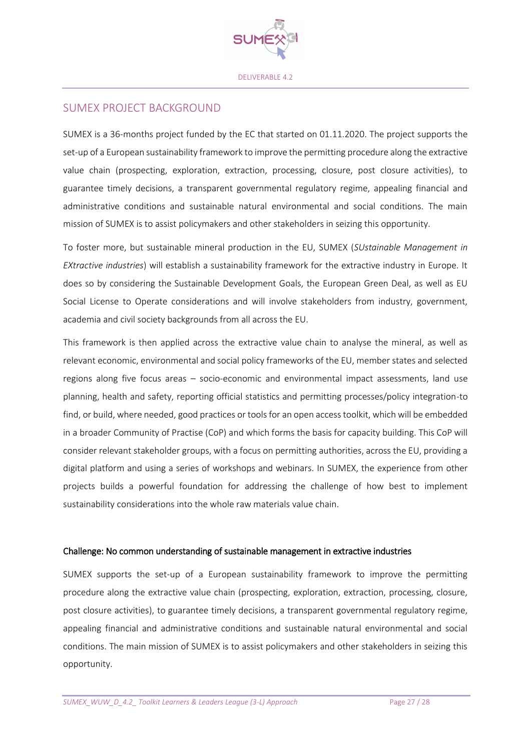## SUMEX PROJECT BACKGROUND

SUMEX is a 36-months project funded by the EC that started on 01.11.2020. The project supports the set-up of a European sustainability framework to improve the permitting procedure along the extractive value chain (prospecting, exploration, extraction, processing, closure, post closure activities), to guarantee timely decisions, a transparent governmental regulatory regime, appealing financial and administrative conditions and sustainable natural environmental and social conditions. The main mission of SUMEX is to assist policymakers and other stakeholders in seizing this opportunity.

To foster more, but sustainable mineral production in the EU, SUMEX (*SUstainable Management in EXtractive industries*) will establish a sustainability framework for the extractive industry in Europe. It does so by considering the Sustainable Development Goals, the European Green Deal, as well as EU Social License to Operate considerations and will involve stakeholders from industry, government, academia and civil society backgrounds from all across the EU.

This framework is then applied across the extractive value chain to analyse the mineral, as well as relevant economic, environmental and social policy frameworks of the EU, member states and selected regions along five focus areas – socio-economic and environmental impact assessments, land use planning, health and safety, reporting official statistics and permitting processes/policy integration-to find, or build, where needed, good practices or tools for an open access toolkit, which will be embedded in a broader Community of Practise (CoP) and which forms the basis for capacity building. This CoP will consider relevant stakeholder groups, with a focus on permitting authorities, across the EU, providing a digital platform and using a series of workshops and webinars. In SUMEX, the experience from other projects builds a powerful foundation for addressing the challenge of how best to implement sustainability considerations into the whole raw materials value chain.

### Challenge: No common understanding of sustainable management in extractive industries

SUMEX supports the set-up of a European sustainability framework to improve the permitting procedure along the extractive value chain (prospecting, exploration, extraction, processing, closure, post closure activities), to guarantee timely decisions, a transparent governmental regulatory regime, appealing financial and administrative conditions and sustainable natural environmental and social conditions. The main mission of SUMEX is to assist policymakers and other stakeholders in seizing this opportunity.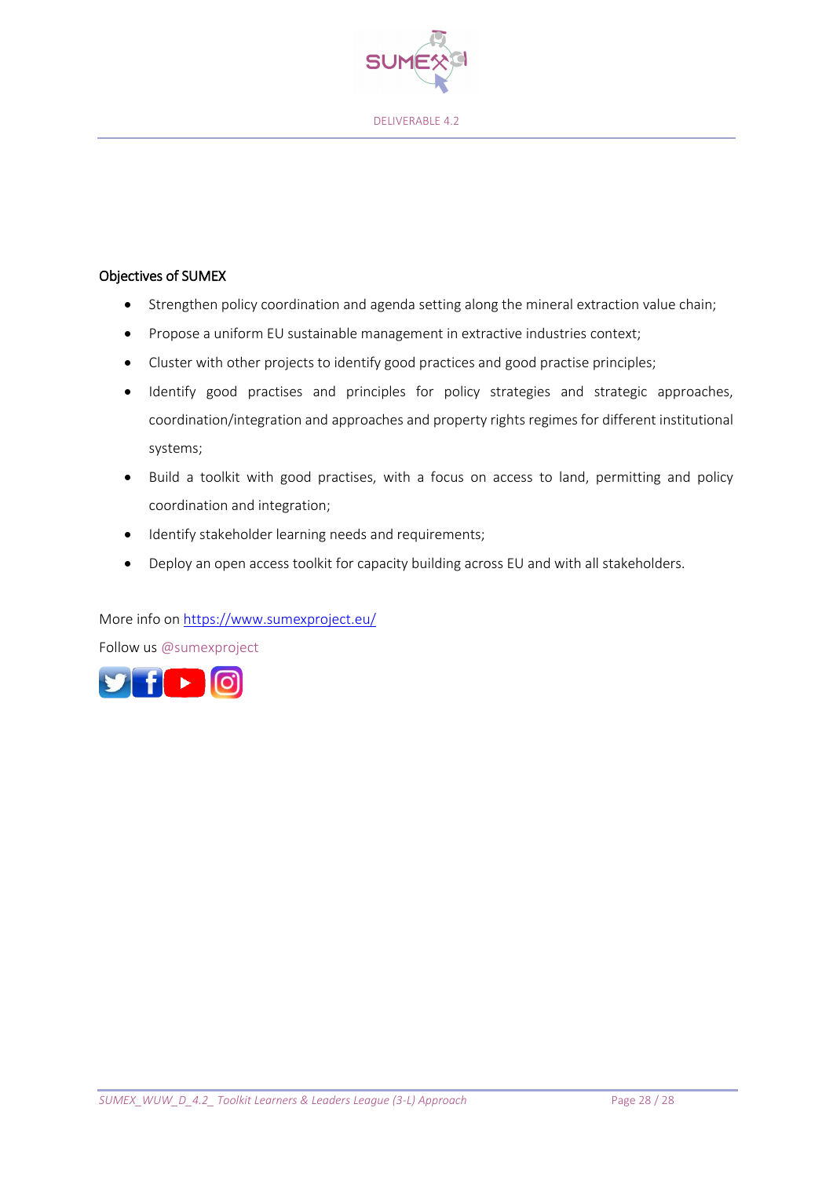## Objectives of SUMEX

- Strengthen policy coordination and agenda setting along the mineral extraction value chain;
- Propose a uniform EU sustainable management in extractive industries context;
- Cluster with other projects to identify good practices and good practise principles;
- Identify good practises and principles for policy strategies and strategic approaches, coordination/integration and approaches and property rights regimes for different institutional systems;
- Build a toolkit with good practises, with a focus on access to land, permitting and policy coordination and integration;
- Identify stakeholder learning needs and requirements;
- Deploy an open access toolkit for capacity building across EU and with all stakeholders.

More info on [https://www.sumexproject.eu/](https://www.sumexproject.eu/)

Follow us @sumexproject